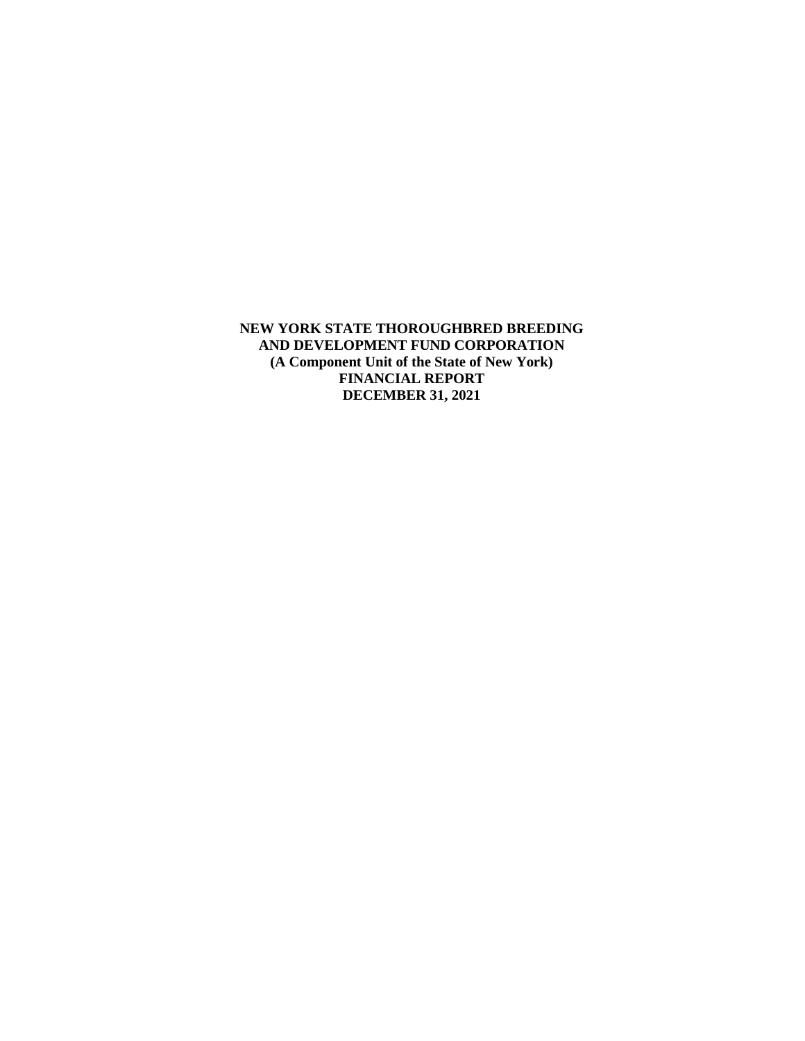**NEW YORK STATE THOROUGHBRED BREEDING**
**AND DEVELOPMENT FUND CORPORATION**
**(A Component Unit of the State of New York)**
**FINANCIAL REPORT**
**DECEMBER 31, 2021**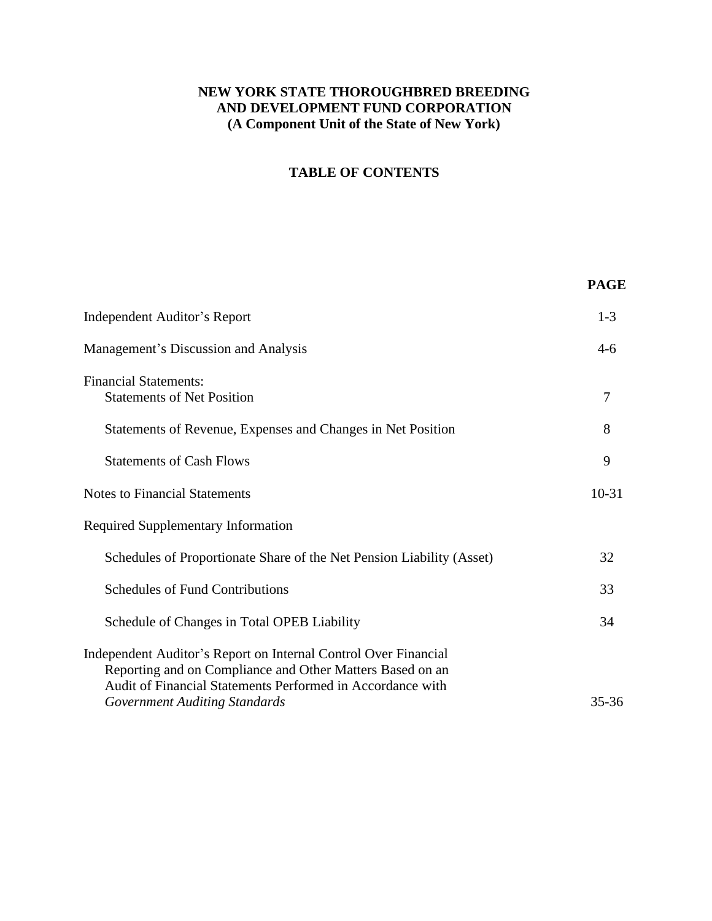**NEW YORK STATE THOROUGHBRED BREEDING AND DEVELOPMENT FUND CORPORATION**
**(A Component Unit of the State of New York)**

# TABLE OF CONTENTS

| | **PAGE** |
|---|---|
| Independent Auditor's Report | 1-3 |
| Management's Discussion and Analysis | 4-6 |
| Financial Statements: | |
| Statements of Net Position | 7 |
| Statements of Revenue, Expenses and Changes in Net Position | 8 |
| Statements of Cash Flows | 9 |
| Notes to Financial Statements | 10-31 |
| Required Supplementary Information | |
| Schedules of Proportionate Share of the Net Pension Liability (Asset) | 32 |
| Schedules of Fund Contributions | 33 |
| Schedule of Changes in Total OPEB Liability | 34 |
| Independent Auditor's Report on Internal Control Over Financial Reporting and on Compliance and Other Matters Based on an Audit of Financial Statements Performed in Accordance with *Government Auditing Standards* | 35-36 |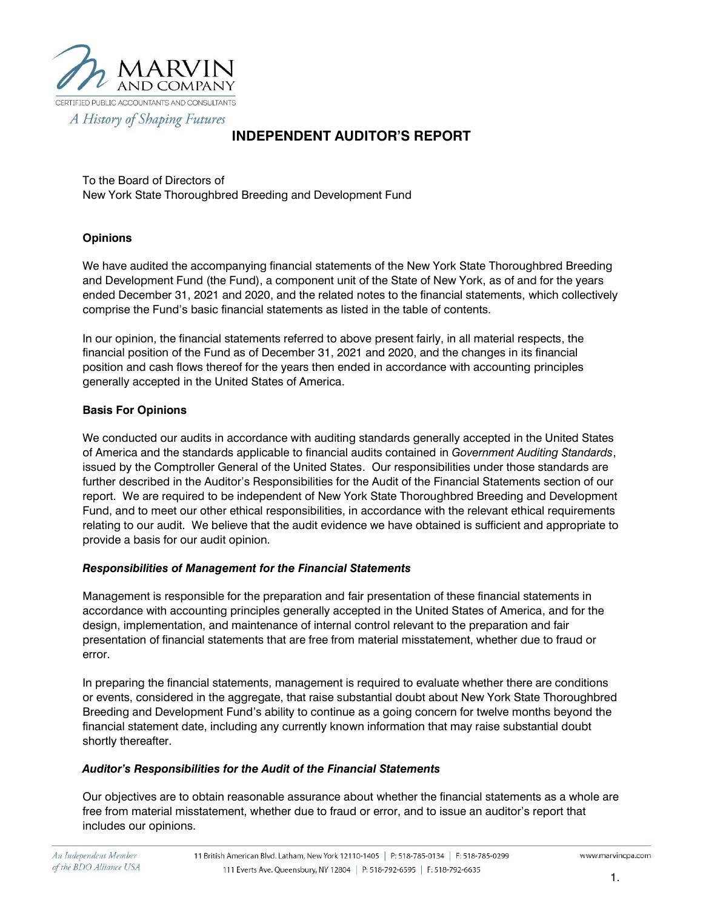# INDEPENDENT AUDITOR'S REPORT

To the Board of Directors of
New York State Thoroughbred Breeding and Development Fund

**Opinions**

We have audited the accompanying financial statements of the New York State Thoroughbred Breeding and Development Fund (the Fund), a component unit of the State of New York, as of and for the years ended December 31, 2021 and 2020, and the related notes to the financial statements, which collectively comprise the Fund's basic financial statements as listed in the table of contents.

In our opinion, the financial statements referred to above present fairly, in all material respects, the financial position of the Fund as of December 31, 2021 and 2020, and the changes in its financial position and cash flows thereof for the years then ended in accordance with accounting principles generally accepted in the United States of America.

**Basis For Opinions**

We conducted our audits in accordance with auditing standards generally accepted in the United States of America and the standards applicable to financial audits contained in *Government Auditing Standards*, issued by the Comptroller General of the United States. Our responsibilities under those standards are further described in the Auditor's Responsibilities for the Audit of the Financial Statements section of our report. We are required to be independent of New York State Thoroughbred Breeding and Development Fund, and to meet our other ethical responsibilities, in accordance with the relevant ethical requirements relating to our audit. We believe that the audit evidence we have obtained is sufficient and appropriate to provide a basis for our audit opinion.

***Responsibilities of Management for the Financial Statements***

Management is responsible for the preparation and fair presentation of these financial statements in accordance with accounting principles generally accepted in the United States of America, and for the design, implementation, and maintenance of internal control relevant to the preparation and fair presentation of financial statements that are free from material misstatement, whether due to fraud or error.

In preparing the financial statements, management is required to evaluate whether there are conditions or events, considered in the aggregate, that raise substantial doubt about New York State Thoroughbred Breeding and Development Fund's ability to continue as a going concern for twelve months beyond the financial statement date, including any currently known information that may raise substantial doubt shortly thereafter.

***Auditor's Responsibilities for the Audit of the Financial Statements***

Our objectives are to obtain reasonable assurance about whether the financial statements as a whole are free from material misstatement, whether due to fraud or error, and to issue an auditor's report that includes our opinions.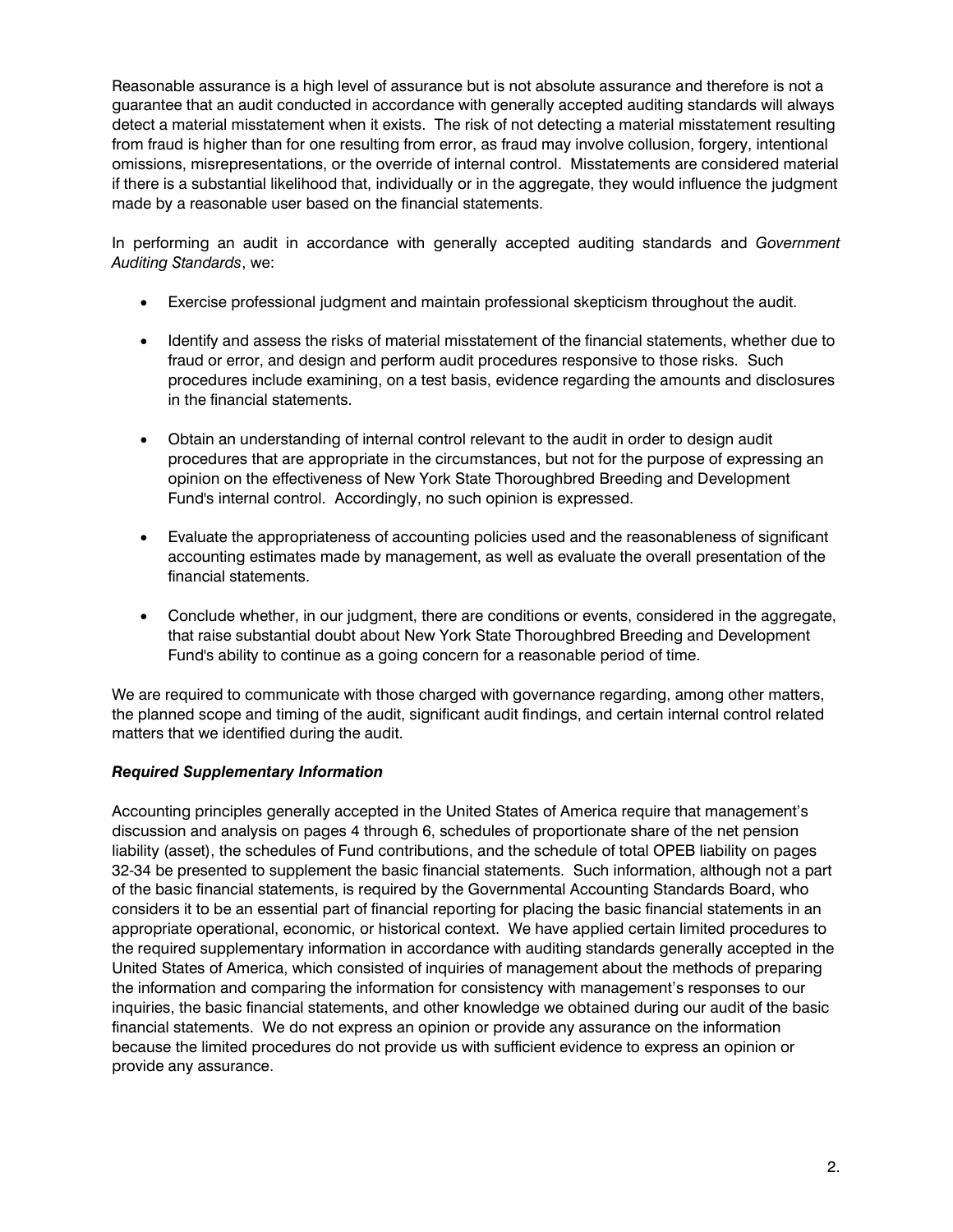Reasonable assurance is a high level of assurance but is not absolute assurance and therefore is not a guarantee that an audit conducted in accordance with generally accepted auditing standards will always detect a material misstatement when it exists. The risk of not detecting a material misstatement resulting from fraud is higher than for one resulting from error, as fraud may involve collusion, forgery, intentional omissions, misrepresentations, or the override of internal control. Misstatements are considered material if there is a substantial likelihood that, individually or in the aggregate, they would influence the judgment made by a reasonable user based on the financial statements.

In performing an audit in accordance with generally accepted auditing standards and *Government Auditing Standards*, we:

- Exercise professional judgment and maintain professional skepticism throughout the audit.

- Identify and assess the risks of material misstatement of the financial statements, whether due to fraud or error, and design and perform audit procedures responsive to those risks. Such procedures include examining, on a test basis, evidence regarding the amounts and disclosures in the financial statements.

- Obtain an understanding of internal control relevant to the audit in order to design audit procedures that are appropriate in the circumstances, but not for the purpose of expressing an opinion on the effectiveness of New York State Thoroughbred Breeding and Development Fund's internal control. Accordingly, no such opinion is expressed.

- Evaluate the appropriateness of accounting policies used and the reasonableness of significant accounting estimates made by management, as well as evaluate the overall presentation of the financial statements.

- Conclude whether, in our judgment, there are conditions or events, considered in the aggregate, that raise substantial doubt about New York State Thoroughbred Breeding and Development Fund's ability to continue as a going concern for a reasonable period of time.

We are required to communicate with those charged with governance regarding, among other matters, the planned scope and timing of the audit, significant audit findings, and certain internal control related matters that we identified during the audit.

***Required Supplementary Information***

Accounting principles generally accepted in the United States of America require that management's discussion and analysis on pages 4 through 6, schedules of proportionate share of the net pension liability (asset), the schedules of Fund contributions, and the schedule of total OPEB liability on pages 32-34 be presented to supplement the basic financial statements. Such information, although not a part of the basic financial statements, is required by the Governmental Accounting Standards Board, who considers it to be an essential part of financial reporting for placing the basic financial statements in an appropriate operational, economic, or historical context. We have applied certain limited procedures to the required supplementary information in accordance with auditing standards generally accepted in the United States of America, which consisted of inquiries of management about the methods of preparing the information and comparing the information for consistency with management's responses to our inquiries, the basic financial statements, and other knowledge we obtained during our audit of the basic financial statements. We do not express an opinion or provide any assurance on the information because the limited procedures do not provide us with sufficient evidence to express an opinion or provide any assurance.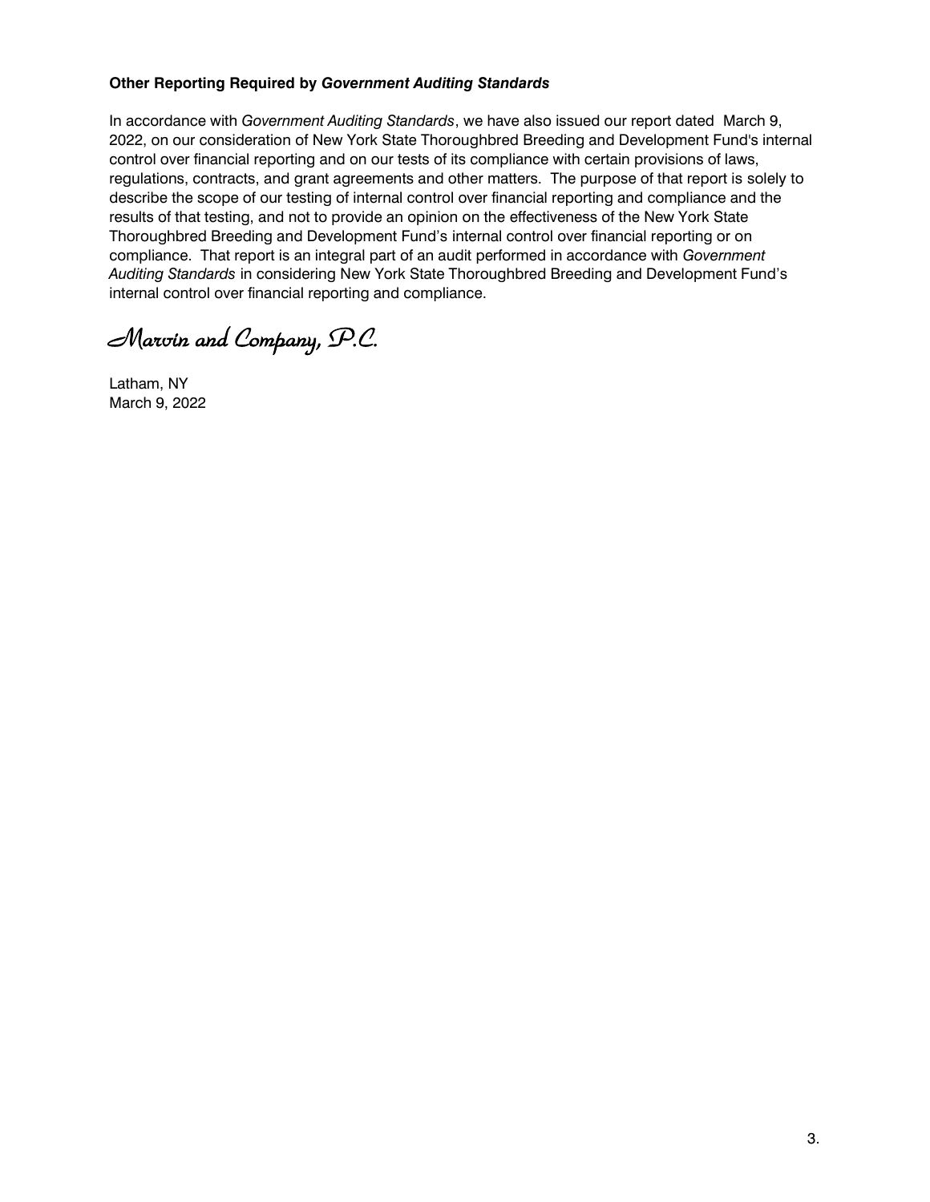**Other Reporting Required by *Government Auditing Standards***

In accordance with *Government Auditing Standards*, we have also issued our report dated March 9, 2022, on our consideration of New York State Thoroughbred Breeding and Development Fund's internal control over financial reporting and on our tests of its compliance with certain provisions of laws, regulations, contracts, and grant agreements and other matters. The purpose of that report is solely to describe the scope of our testing of internal control over financial reporting and compliance and the results of that testing, and not to provide an opinion on the effectiveness of the New York State Thoroughbred Breeding and Development Fund's internal control over financial reporting or on compliance. That report is an integral part of an audit performed in accordance with *Government Auditing Standards* in considering New York State Thoroughbred Breeding and Development Fund's internal control over financial reporting and compliance.

*Marvin and Company, P.C.*

Latham, NY
March 9, 2022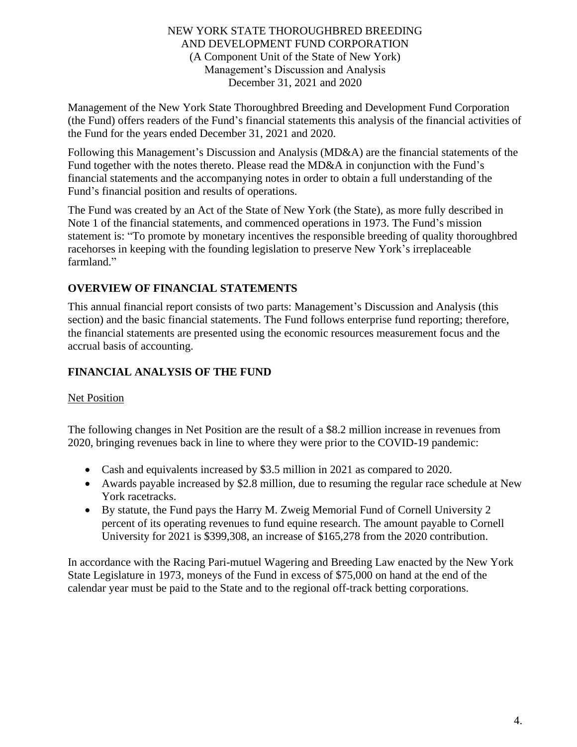# NEW YORK STATE THOROUGHBRED BREEDING AND DEVELOPMENT FUND CORPORATION

(A Component Unit of the State of New York)
Management's Discussion and Analysis
December 31, 2021 and 2020

Management of the New York State Thoroughbred Breeding and Development Fund Corporation (the Fund) offers readers of the Fund's financial statements this analysis of the financial activities of the Fund for the years ended December 31, 2021 and 2020.

Following this Management's Discussion and Analysis (MD&A) are the financial statements of the Fund together with the notes thereto. Please read the MD&A in conjunction with the Fund's financial statements and the accompanying notes in order to obtain a full understanding of the Fund's financial position and results of operations.

The Fund was created by an Act of the State of New York (the State), as more fully described in Note 1 of the financial statements, and commenced operations in 1973. The Fund's mission statement is: "To promote by monetary incentives the responsible breeding of quality thoroughbred racehorses in keeping with the founding legislation to preserve New York's irreplaceable farmland."

## OVERVIEW OF FINANCIAL STATEMENTS

This annual financial report consists of two parts: Management's Discussion and Analysis (this section) and the basic financial statements. The Fund follows enterprise fund reporting; therefore, the financial statements are presented using the economic resources measurement focus and the accrual basis of accounting.

## FINANCIAL ANALYSIS OF THE FUND

### Net Position

The following changes in Net Position are the result of a $8.2 million increase in revenues from 2020, bringing revenues back in line to where they were prior to the COVID-19 pandemic:

- Cash and equivalents increased by $3.5 million in 2021 as compared to 2020.
- Awards payable increased by $2.8 million, due to resuming the regular race schedule at New York racetracks.
- By statute, the Fund pays the Harry M. Zweig Memorial Fund of Cornell University 2 percent of its operating revenues to fund equine research. The amount payable to Cornell University for 2021 is $399,308, an increase of $165,278 from the 2020 contribution.

In accordance with the Racing Pari-mutuel Wagering and Breeding Law enacted by the New York State Legislature in 1973, moneys of the Fund in excess of $75,000 on hand at the end of the calendar year must be paid to the State and to the regional off-track betting corporations.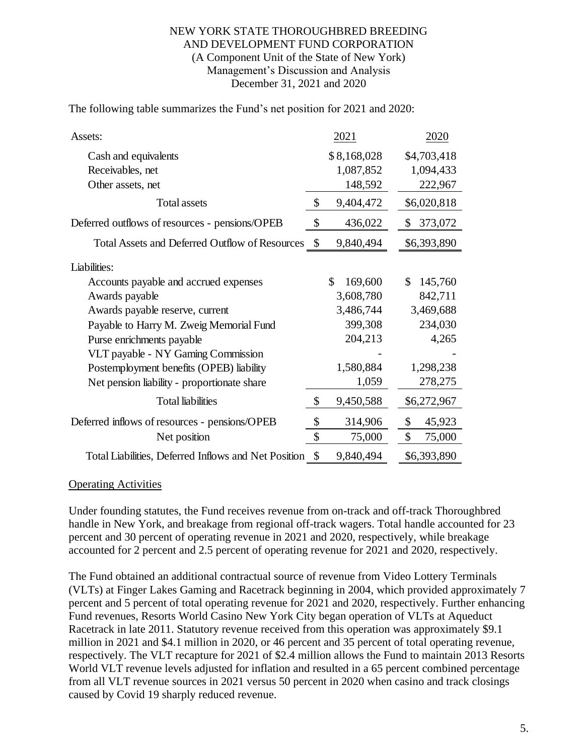NEW YORK STATE THOROUGHBRED BREEDING
AND DEVELOPMENT FUND CORPORATION
(A Component Unit of the State of New York)
Management's Discussion and Analysis
December 31, 2021 and 2020

The following table summarizes the Fund's net position for 2021 and 2020:

| Assets: | 2021 | 2020 |
|---|---|---|
| Cash and equivalents | $ 8,168,028 | $4,703,418 |
| Receivables, net | 1,087,852 | 1,094,433 |
| Other assets, net | 148,592 | 222,967 |
| Total assets | $ 9,404,472 | $6,020,818 |
| Deferred outflows of resources - pensions/OPEB | $ 436,022 | $ 373,072 |
| Total Assets and Deferred Outflow of Resources | $ 9,840,494 | $6,393,890 |
| Liabilities: | | |
| Accounts payable and accrued expenses | $ 169,600 | $ 145,760 |
| Awards payable | 3,608,780 | 842,711 |
| Awards payable reserve, current | 3,486,744 | 3,469,688 |
| Payable to Harry M. Zweig Memorial Fund | 399,308 | 234,030 |
| Purse enrichments payable | 204,213 | 4,265 |
| VLT payable - NY Gaming Commission | - | - |
| Postemployment benefits (OPEB) liability | 1,580,884 | 1,298,238 |
| Net pension liability - proportionate share | 1,059 | 278,275 |
| Total liabilities | $ 9,450,588 | $6,272,967 |
| Deferred inflows of resources - pensions/OPEB | $ 314,906 | $ 45,923 |
| Net position | $ 75,000 | $ 75,000 |
| Total Liabilities, Deferred Inflows and Net Position | $ 9,840,494 | $6,393,890 |

## Operating Activities

Under founding statutes, the Fund receives revenue from on-track and off-track Thoroughbred handle in New York, and breakage from regional off-track wagers. Total handle accounted for 23 percent and 30 percent of operating revenue in 2021 and 2020, respectively, while breakage accounted for 2 percent and 2.5 percent of operating revenue for 2021 and 2020, respectively.

The Fund obtained an additional contractual source of revenue from Video Lottery Terminals (VLTs) at Finger Lakes Gaming and Racetrack beginning in 2004, which provided approximately 7 percent and 5 percent of total operating revenue for 2021 and 2020, respectively. Further enhancing Fund revenues, Resorts World Casino New York City began operation of VLTs at Aqueduct Racetrack in late 2011. Statutory revenue received from this operation was approximately $9.1 million in 2021 and $4.1 million in 2020, or 46 percent and 35 percent of total operating revenue, respectively. The VLT recapture for 2021 of $2.4 million allows the Fund to maintain 2013 Resorts World VLT revenue levels adjusted for inflation and resulted in a 65 percent combined percentage from all VLT revenue sources in 2021 versus 50 percent in 2020 when casino and track closings caused by Covid 19 sharply reduced revenue.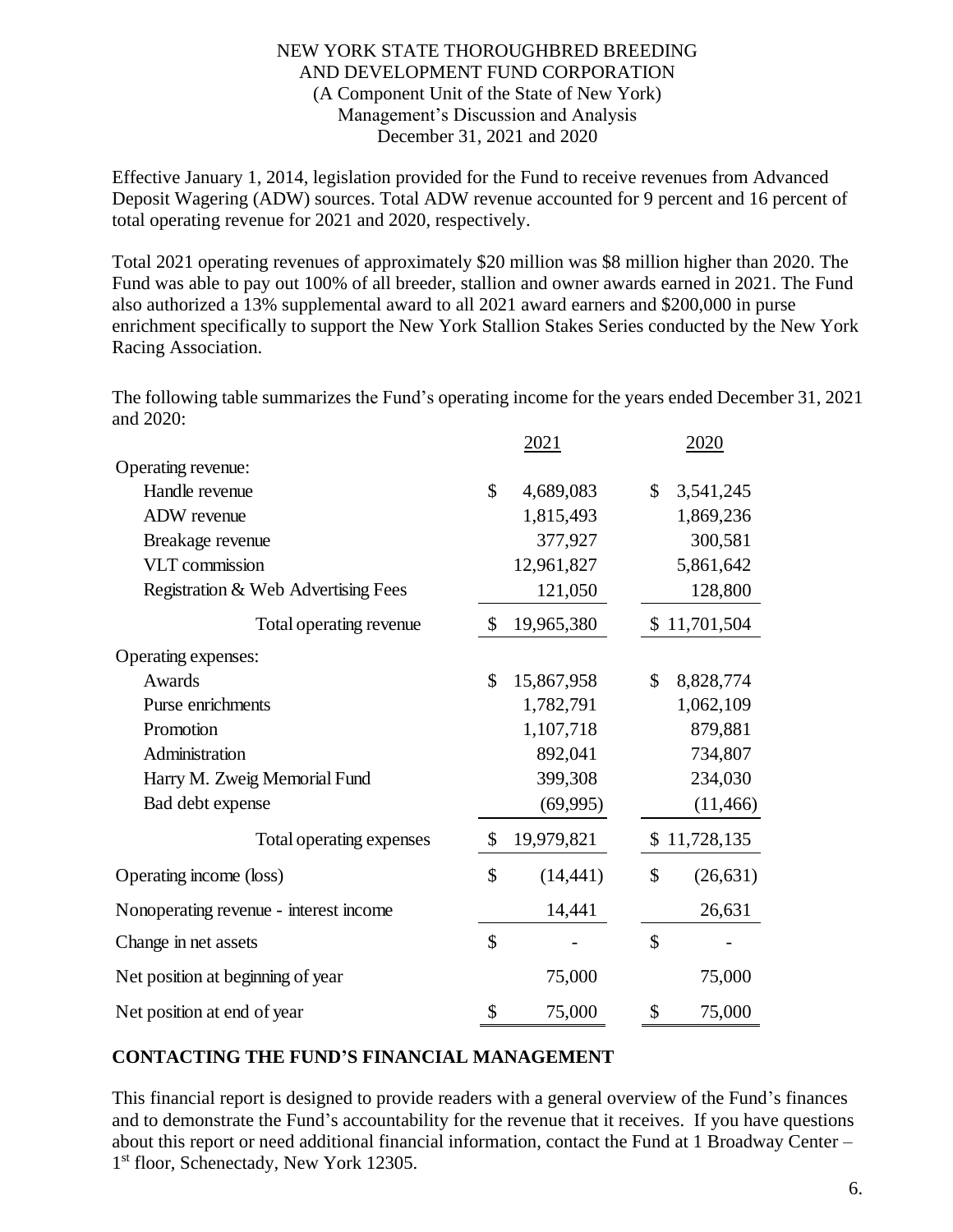NEW YORK STATE THOROUGHBRED BREEDING
AND DEVELOPMENT FUND CORPORATION
(A Component Unit of the State of New York)
Management's Discussion and Analysis
December 31, 2021 and 2020

Effective January 1, 2014, legislation provided for the Fund to receive revenues from Advanced Deposit Wagering (ADW) sources. Total ADW revenue accounted for 9 percent and 16 percent of total operating revenue for 2021 and 2020, respectively.

Total 2021 operating revenues of approximately $20 million was $8 million higher than 2020. The Fund was able to pay out 100% of all breeder, stallion and owner awards earned in 2021. The Fund also authorized a 13% supplemental award to all 2021 award earners and $200,000 in purse enrichment specifically to support the New York Stallion Stakes Series conducted by the New York Racing Association.

The following table summarizes the Fund's operating income for the years ended December 31, 2021 and 2020:

| | 2021 | 2020 |
|---|---|---|
| Operating revenue: | | |
| Handle revenue | $ 4,689,083 | $ 3,541,245 |
| ADW revenue | 1,815,493 | 1,869,236 |
| Breakage revenue | 377,927 | 300,581 |
| VLT commission | 12,961,827 | 5,861,642 |
| Registration & Web Advertising Fees | 121,050 | 128,800 |
| Total operating revenue | $ 19,965,380 | $ 11,701,504 |
| Operating expenses: | | |
| Awards | $ 15,867,958 | $ 8,828,774 |
| Purse enrichments | 1,782,791 | 1,062,109 |
| Promotion | 1,107,718 | 879,881 |
| Administration | 892,041 | 734,807 |
| Harry M. Zweig Memorial Fund | 399,308 | 234,030 |
| Bad debt expense | (69,995) | (11,466) |
| Total operating expenses | $ 19,979,821 | $ 11,728,135 |
| Operating income (loss) | $ (14,441) | $ (26,631) |
| Nonoperating revenue - interest income | 14,441 | 26,631 |
| Change in net assets | $ - | $ - |
| Net position at beginning of year | 75,000 | 75,000 |
| Net position at end of year | $ 75,000 | $ 75,000 |

## CONTACTING THE FUND'S FINANCIAL MANAGEMENT

This financial report is designed to provide readers with a general overview of the Fund's finances and to demonstrate the Fund's accountability for the revenue that it receives. If you have questions about this report or need additional financial information, contact the Fund at 1 Broadway Center – 1st floor, Schenectady, New York 12305.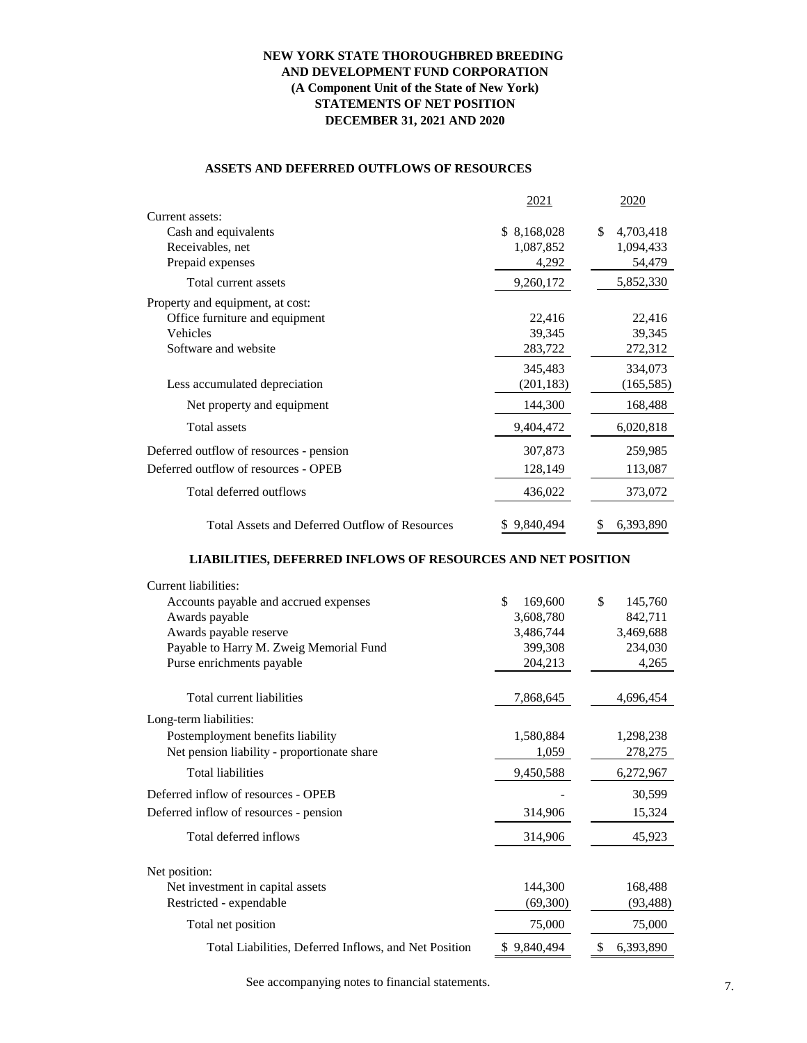# NEW YORK STATE THOROUGHBRED BREEDING AND DEVELOPMENT FUND CORPORATION
## (A Component Unit of the State of New York)
## STATEMENTS OF NET POSITION
## DECEMBER 31, 2021 AND 2020

### ASSETS AND DEFERRED OUTFLOWS OF RESOURCES

| | 2021 | 2020 |
|---|---|---|
| Current assets: | | |
| Cash and equivalents | $ 8,168,028 | $ 4,703,418 |
| Receivables, net | 1,087,852 | 1,094,433 |
| Prepaid expenses | 4,292 | 54,479 |
| Total current assets | 9,260,172 | 5,852,330 |
| Property and equipment, at cost: | | |
| Office furniture and equipment | 22,416 | 22,416 |
| Vehicles | 39,345 | 39,345 |
| Software and website | 283,722 | 272,312 |
| | 345,483 | 334,073 |
| Less accumulated depreciation | (201,183) | (165,585) |
| Net property and equipment | 144,300 | 168,488 |
| Total assets | 9,404,472 | 6,020,818 |
| Deferred outflow of resources - pension | 307,873 | 259,985 |
| Deferred outflow of resources - OPEB | 128,149 | 113,087 |
| Total deferred outflows | 436,022 | 373,072 |
| Total Assets and Deferred Outflow of Resources | $ 9,840,494 | $ 6,393,890 |

### LIABILITIES, DEFERRED INFLOWS OF RESOURCES AND NET POSITION

| | 2021 | 2020 |
|---|---|---|
| Current liabilities: | | |
| Accounts payable and accrued expenses | $ 169,600 | $ 145,760 |
| Awards payable | 3,608,780 | 842,711 |
| Awards payable reserve | 3,486,744 | 3,469,688 |
| Payable to Harry M. Zweig Memorial Fund | 399,308 | 234,030 |
| Purse enrichments payable | 204,213 | 4,265 |
| Total current liabilities | 7,868,645 | 4,696,454 |
| Long-term liabilities: | | |
| Postemployment benefits liability | 1,580,884 | 1,298,238 |
| Net pension liability - proportionate share | 1,059 | 278,275 |
| Total liabilities | 9,450,588 | 6,272,967 |
| Deferred inflow of resources - OPEB | - | 30,599 |
| Deferred inflow of resources - pension | 314,906 | 15,324 |
| Total deferred inflows | 314,906 | 45,923 |
| Net position: | | |
| Net investment in capital assets | 144,300 | 168,488 |
| Restricted - expendable | (69,300) | (93,488) |
| Total net position | 75,000 | 75,000 |
| Total Liabilities, Deferred Inflows, and Net Position | $ 9,840,494 | $ 6,393,890 |

See accompanying notes to financial statements.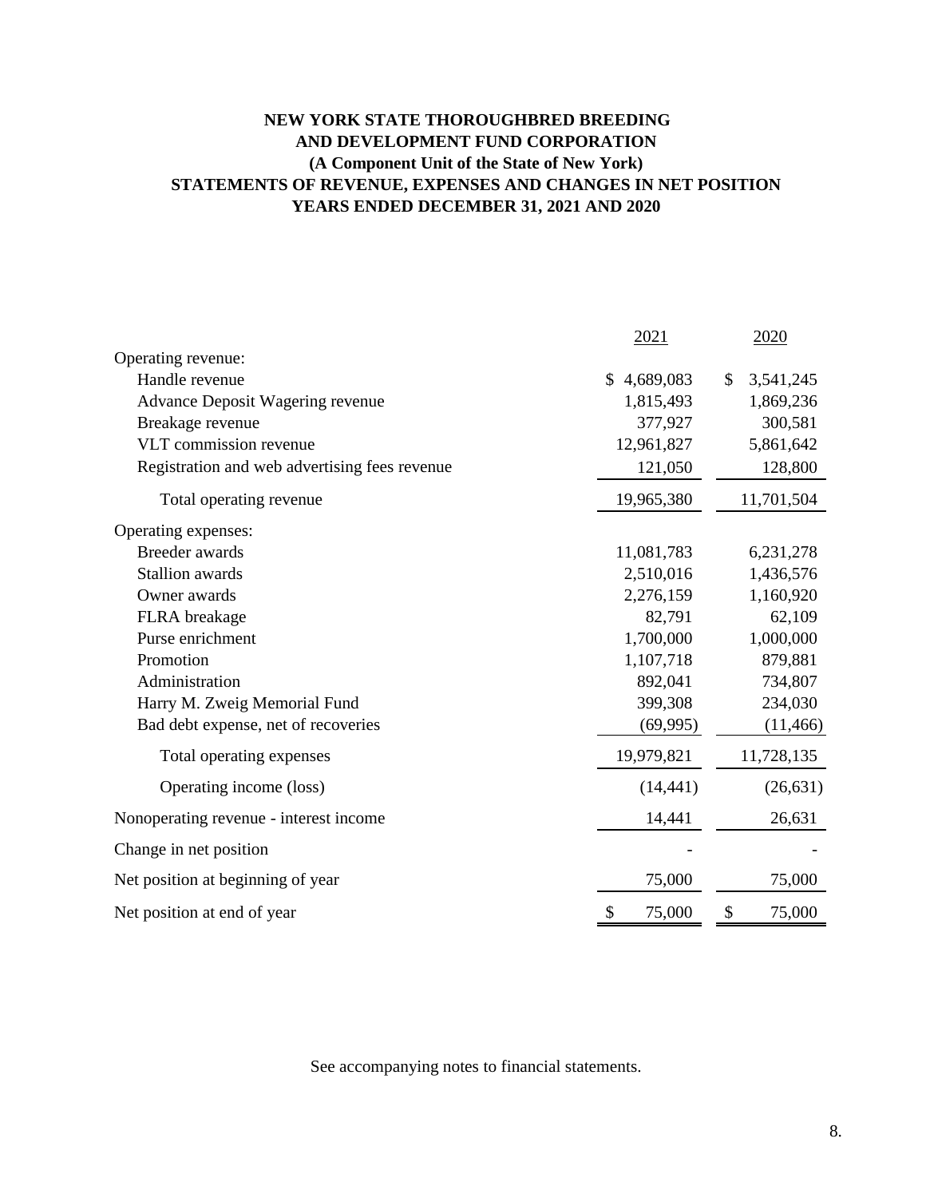# NEW YORK STATE THOROUGHBRED BREEDING AND DEVELOPMENT FUND CORPORATION
## (A Component Unit of the State of New York)
## STATEMENTS OF REVENUE, EXPENSES AND CHANGES IN NET POSITION
## YEARS ENDED DECEMBER 31, 2021 AND 2020

| | 2021 | 2020 |
|---|---|---|
| Operating revenue: | | |
| Handle revenue | $ 4,689,083 | $ 3,541,245 |
| Advance Deposit Wagering revenue | 1,815,493 | 1,869,236 |
| Breakage revenue | 377,927 | 300,581 |
| VLT commission revenue | 12,961,827 | 5,861,642 |
| Registration and web advertising fees revenue | 121,050 | 128,800 |
| Total operating revenue | 19,965,380 | 11,701,504 |
| Operating expenses: | | |
| Breeder awards | 11,081,783 | 6,231,278 |
| Stallion awards | 2,510,016 | 1,436,576 |
| Owner awards | 2,276,159 | 1,160,920 |
| FLRA breakage | 82,791 | 62,109 |
| Purse enrichment | 1,700,000 | 1,000,000 |
| Promotion | 1,107,718 | 879,881 |
| Administration | 892,041 | 734,807 |
| Harry M. Zweig Memorial Fund | 399,308 | 234,030 |
| Bad debt expense, net of recoveries | (69,995) | (11,466) |
| Total operating expenses | 19,979,821 | 11,728,135 |
| Operating income (loss) | (14,441) | (26,631) |
| Nonoperating revenue - interest income | 14,441 | 26,631 |
| Change in net position | - | - |
| Net position at beginning of year | 75,000 | 75,000 |
| Net position at end of year | $ 75,000 | $ 75,000 |

See accompanying notes to financial statements.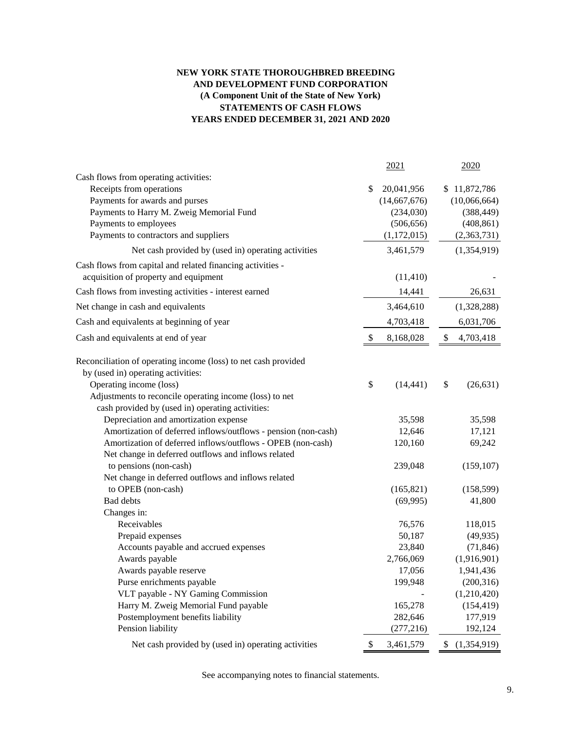**NEW YORK STATE THOROUGHBRED BREEDING AND DEVELOPMENT FUND CORPORATION**
**(A Component Unit of the State of New York)**
**STATEMENTS OF CASH FLOWS**
**YEARS ENDED DECEMBER 31, 2021 AND 2020**

| | 2021 | 2020 |
|---|---|---|
| Cash flows from operating activities: | | |
| Receipts from operations | $ 20,041,956 | $ 11,872,786 |
| Payments for awards and purses | (14,667,676) | (10,066,664) |
| Payments to Harry M. Zweig Memorial Fund | (234,030) | (388,449) |
| Payments to employees | (506,656) | (408,861) |
| Payments to contractors and suppliers | (1,172,015) | (2,363,731) |
| Net cash provided by (used in) operating activities | 3,461,579 | (1,354,919) |
| Cash flows from capital and related financing activities - acquisition of property and equipment | (11,410) | - |
| Cash flows from investing activities - interest earned | 14,441 | 26,631 |
| Net change in cash and equivalents | 3,464,610 | (1,328,288) |
| Cash and equivalents at beginning of year | 4,703,418 | 6,031,706 |
| Cash and equivalents at end of year | $ 8,168,028 | $ 4,703,418 |
| Reconciliation of operating income (loss) to net cash provided by (used in) operating activities: | | |
| Operating income (loss) | $ (14,441) | $ (26,631) |
| Adjustments to reconcile operating income (loss) to net cash provided by (used in) operating activities: | | |
| Depreciation and amortization expense | 35,598 | 35,598 |
| Amortization of deferred inflows/outflows - pension (non-cash) | 12,646 | 17,121 |
| Amortization of deferred inflows/outflows - OPEB (non-cash) | 120,160 | 69,242 |
| Net change in deferred outflows and inflows related to pensions (non-cash) | 239,048 | (159,107) |
| Net change in deferred outflows and inflows related to OPEB (non-cash) | (165,821) | (158,599) |
| Bad debts | (69,995) | 41,800 |
| Changes in: | | |
| Receivables | 76,576 | 118,015 |
| Prepaid expenses | 50,187 | (49,935) |
| Accounts payable and accrued expenses | 23,840 | (71,846) |
| Awards payable | 2,766,069 | (1,916,901) |
| Awards payable reserve | 17,056 | 1,941,436 |
| Purse enrichments payable | 199,948 | (200,316) |
| VLT payable - NY Gaming Commission | - | (1,210,420) |
| Harry M. Zweig Memorial Fund payable | 165,278 | (154,419) |
| Postemployment benefits liability | 282,646 | 177,919 |
| Pension liability | (277,216) | 192,124 |
| Net cash provided by (used in) operating activities | $ 3,461,579 | $ (1,354,919) |

See accompanying notes to financial statements.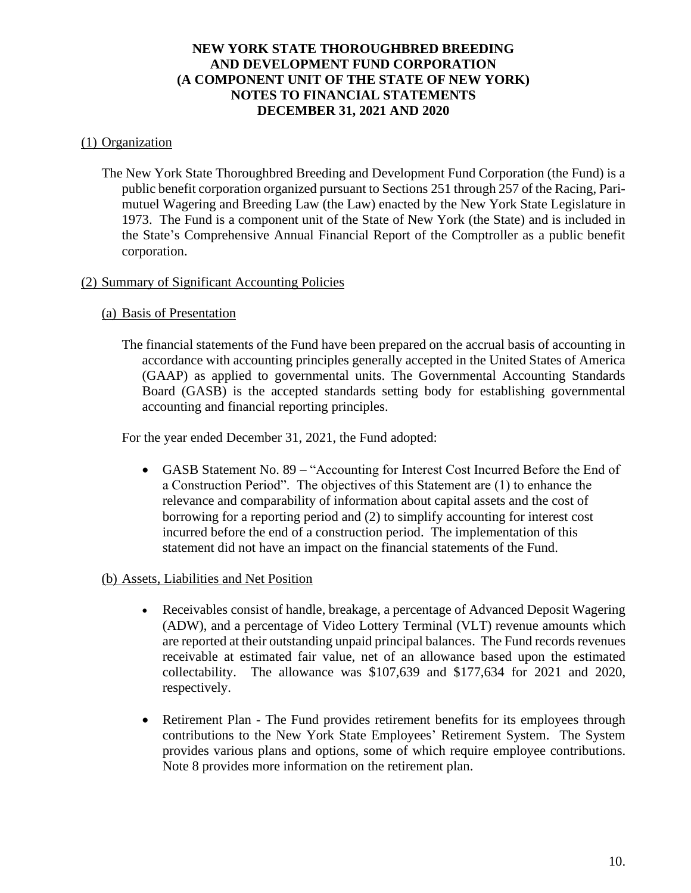# NEW YORK STATE THOROUGHBRED BREEDING AND DEVELOPMENT FUND CORPORATION
# (A COMPONENT UNIT OF THE STATE OF NEW YORK)
# NOTES TO FINANCIAL STATEMENTS
# DECEMBER 31, 2021 AND 2020

## (1) Organization

The New York State Thoroughbred Breeding and Development Fund Corporation (the Fund) is a public benefit corporation organized pursuant to Sections 251 through 257 of the Racing, Pari-mutuel Wagering and Breeding Law (the Law) enacted by the New York State Legislature in 1973. The Fund is a component unit of the State of New York (the State) and is included in the State's Comprehensive Annual Financial Report of the Comptroller as a public benefit corporation.

## (2) Summary of Significant Accounting Policies

### (a) Basis of Presentation

The financial statements of the Fund have been prepared on the accrual basis of accounting in accordance with accounting principles generally accepted in the United States of America (GAAP) as applied to governmental units. The Governmental Accounting Standards Board (GASB) is the accepted standards setting body for establishing governmental accounting and financial reporting principles.

For the year ended December 31, 2021, the Fund adopted:

- GASB Statement No. 89 – "Accounting for Interest Cost Incurred Before the End of a Construction Period". The objectives of this Statement are (1) to enhance the relevance and comparability of information about capital assets and the cost of borrowing for a reporting period and (2) to simplify accounting for interest cost incurred before the end of a construction period. The implementation of this statement did not have an impact on the financial statements of the Fund.

### (b) Assets, Liabilities and Net Position

- Receivables consist of handle, breakage, a percentage of Advanced Deposit Wagering (ADW), and a percentage of Video Lottery Terminal (VLT) revenue amounts which are reported at their outstanding unpaid principal balances. The Fund records revenues receivable at estimated fair value, net of an allowance based upon the estimated collectability. The allowance was $107,639 and $177,634 for 2021 and 2020, respectively.

- Retirement Plan - The Fund provides retirement benefits for its employees through contributions to the New York State Employees' Retirement System. The System provides various plans and options, some of which require employee contributions. Note 8 provides more information on the retirement plan.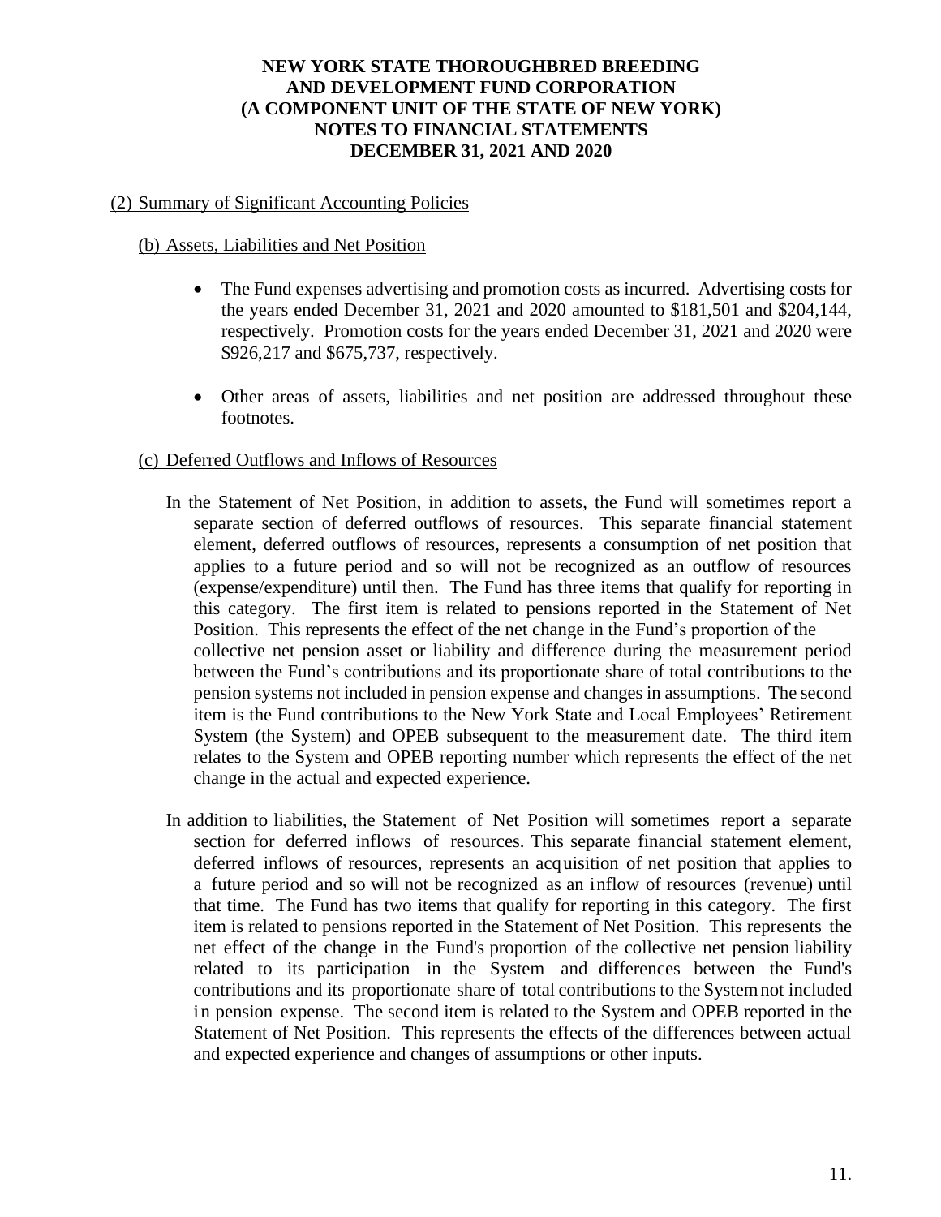## (2) Summary of Significant Accounting Policies

### (b) Assets, Liabilities and Net Position

- The Fund expenses advertising and promotion costs as incurred. Advertising costs for the years ended December 31, 2021 and 2020 amounted to $181,501 and $204,144, respectively. Promotion costs for the years ended December 31, 2021 and 2020 were $926,217 and $675,737, respectively.

- Other areas of assets, liabilities and net position are addressed throughout these footnotes.

### (c) Deferred Outflows and Inflows of Resources

In the Statement of Net Position, in addition to assets, the Fund will sometimes report a separate section of deferred outflows of resources. This separate financial statement element, deferred outflows of resources, represents a consumption of net position that applies to a future period and so will not be recognized as an outflow of resources (expense/expenditure) until then. The Fund has three items that qualify for reporting in this category. The first item is related to pensions reported in the Statement of Net Position. This represents the effect of the net change in the Fund's proportion of the collective net pension asset or liability and difference during the measurement period between the Fund's contributions and its proportionate share of total contributions to the pension systems not included in pension expense and changes in assumptions. The second item is the Fund contributions to the New York State and Local Employees' Retirement System (the System) and OPEB subsequent to the measurement date. The third item relates to the System and OPEB reporting number which represents the effect of the net change in the actual and expected experience.

In addition to liabilities, the Statement of Net Position will sometimes report a separate section for deferred inflows of resources. This separate financial statement element, deferred inflows of resources, represents an acquisition of net position that applies to a future period and so will not be recognized as an inflow of resources (revenue) until that time. The Fund has two items that qualify for reporting in this category. The first item is related to pensions reported in the Statement of Net Position. This represents the net effect of the change in the Fund's proportion of the collective net pension liability related to its participation in the System and differences between the Fund's contributions and its proportionate share of total contributions to the System not included in pension expense. The second item is related to the System and OPEB reported in the Statement of Net Position. This represents the effects of the differences between actual and expected experience and changes of assumptions or other inputs.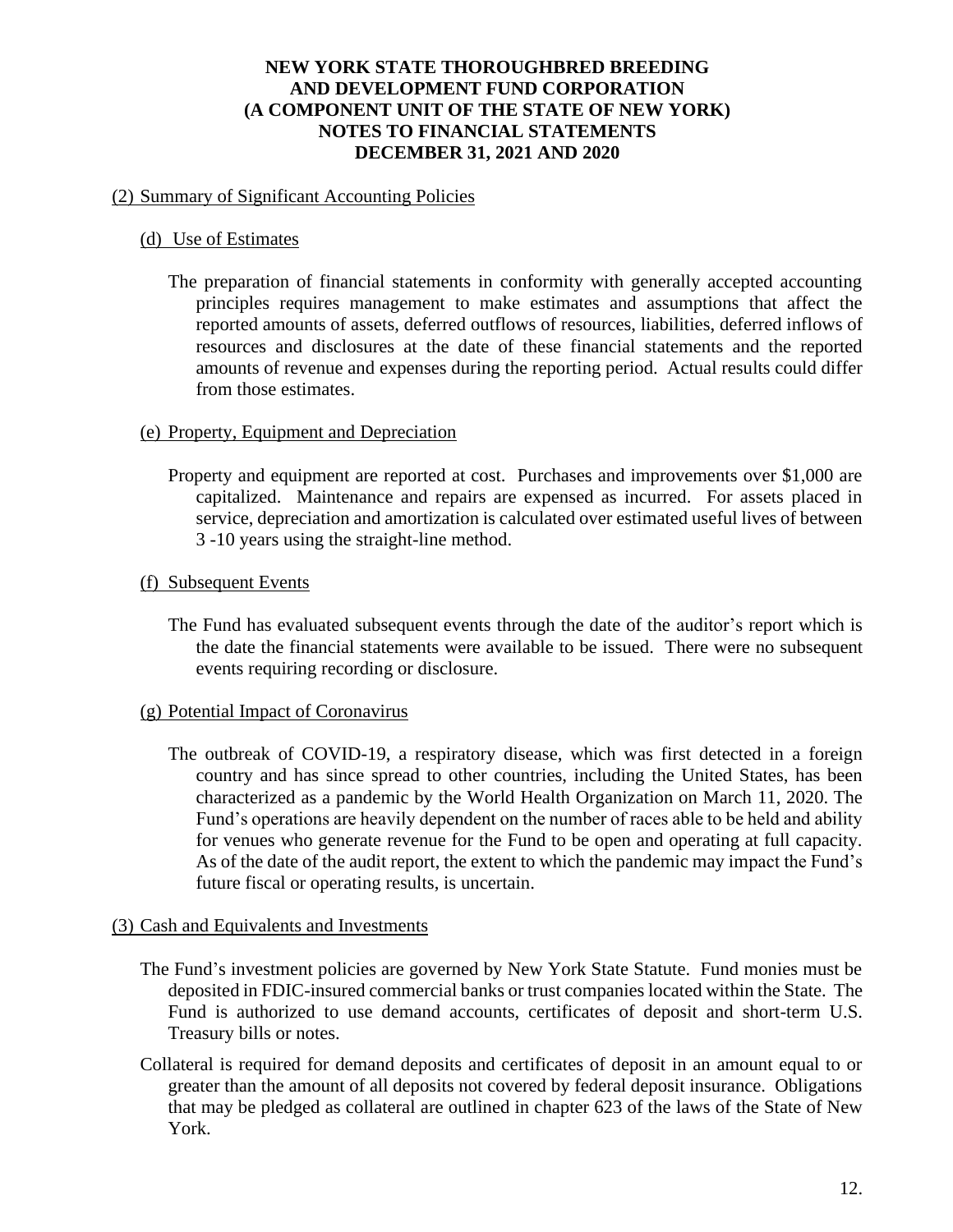# NEW YORK STATE THOROUGHBRED BREEDING AND DEVELOPMENT FUND CORPORATION
# (A COMPONENT UNIT OF THE STATE OF NEW YORK)
# NOTES TO FINANCIAL STATEMENTS
# DECEMBER 31, 2021 AND 2020

## (2) Summary of Significant Accounting Policies

### (d) Use of Estimates

The preparation of financial statements in conformity with generally accepted accounting principles requires management to make estimates and assumptions that affect the reported amounts of assets, deferred outflows of resources, liabilities, deferred inflows of resources and disclosures at the date of these financial statements and the reported amounts of revenue and expenses during the reporting period. Actual results could differ from those estimates.

### (e) Property, Equipment and Depreciation

Property and equipment are reported at cost. Purchases and improvements over $1,000 are capitalized. Maintenance and repairs are expensed as incurred. For assets placed in service, depreciation and amortization is calculated over estimated useful lives of between 3 -10 years using the straight-line method.

### (f) Subsequent Events

The Fund has evaluated subsequent events through the date of the auditor's report which is the date the financial statements were available to be issued. There were no subsequent events requiring recording or disclosure.

### (g) Potential Impact of Coronavirus

The outbreak of COVID-19, a respiratory disease, which was first detected in a foreign country and has since spread to other countries, including the United States, has been characterized as a pandemic by the World Health Organization on March 11, 2020. The Fund's operations are heavily dependent on the number of races able to be held and ability for venues who generate revenue for the Fund to be open and operating at full capacity. As of the date of the audit report, the extent to which the pandemic may impact the Fund's future fiscal or operating results, is uncertain.

## (3) Cash and Equivalents and Investments

The Fund's investment policies are governed by New York State Statute. Fund monies must be deposited in FDIC-insured commercial banks or trust companies located within the State. The Fund is authorized to use demand accounts, certificates of deposit and short-term U.S. Treasury bills or notes.

Collateral is required for demand deposits and certificates of deposit in an amount equal to or greater than the amount of all deposits not covered by federal deposit insurance. Obligations that may be pledged as collateral are outlined in chapter 623 of the laws of the State of New York.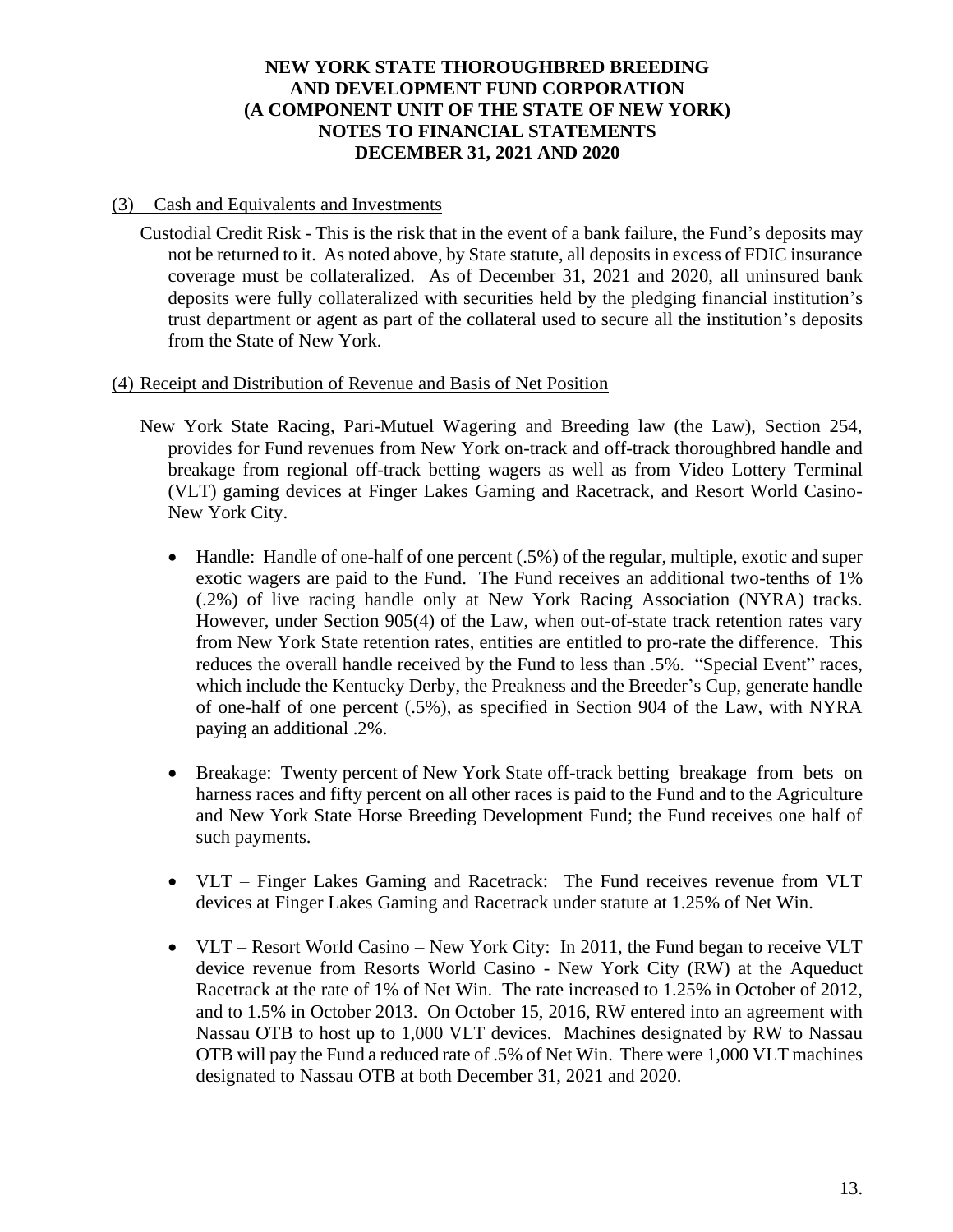# NEW YORK STATE THOROUGHBRED BREEDING AND DEVELOPMENT FUND CORPORATION (A COMPONENT UNIT OF THE STATE OF NEW YORK) NOTES TO FINANCIAL STATEMENTS DECEMBER 31, 2021 AND 2020

## (3) Cash and Equivalents and Investments

Custodial Credit Risk - This is the risk that in the event of a bank failure, the Fund's deposits may not be returned to it. As noted above, by State statute, all deposits in excess of FDIC insurance coverage must be collateralized. As of December 31, 2021 and 2020, all uninsured bank deposits were fully collateralized with securities held by the pledging financial institution's trust department or agent as part of the collateral used to secure all the institution's deposits from the State of New York.

## (4) Receipt and Distribution of Revenue and Basis of Net Position

New York State Racing, Pari-Mutuel Wagering and Breeding law (the Law), Section 254, provides for Fund revenues from New York on-track and off-track thoroughbred handle and breakage from regional off-track betting wagers as well as from Video Lottery Terminal (VLT) gaming devices at Finger Lakes Gaming and Racetrack, and Resort World Casino-New York City.

- Handle: Handle of one-half of one percent (.5%) of the regular, multiple, exotic and super exotic wagers are paid to the Fund. The Fund receives an additional two-tenths of 1% (.2%) of live racing handle only at New York Racing Association (NYRA) tracks. However, under Section 905(4) of the Law, when out-of-state track retention rates vary from New York State retention rates, entities are entitled to pro-rate the difference. This reduces the overall handle received by the Fund to less than .5%. "Special Event" races, which include the Kentucky Derby, the Preakness and the Breeder's Cup, generate handle of one-half of one percent (.5%), as specified in Section 904 of the Law, with NYRA paying an additional .2%.

- Breakage: Twenty percent of New York State off-track betting breakage from bets on harness races and fifty percent on all other races is paid to the Fund and to the Agriculture and New York State Horse Breeding Development Fund; the Fund receives one half of such payments.

- VLT – Finger Lakes Gaming and Racetrack: The Fund receives revenue from VLT devices at Finger Lakes Gaming and Racetrack under statute at 1.25% of Net Win.

- VLT – Resort World Casino – New York City: In 2011, the Fund began to receive VLT device revenue from Resorts World Casino - New York City (RW) at the Aqueduct Racetrack at the rate of 1% of Net Win. The rate increased to 1.25% in October of 2012, and to 1.5% in October 2013. On October 15, 2016, RW entered into an agreement with Nassau OTB to host up to 1,000 VLT devices. Machines designated by RW to Nassau OTB will pay the Fund a reduced rate of .5% of Net Win. There were 1,000 VLT machines designated to Nassau OTB at both December 31, 2021 and 2020.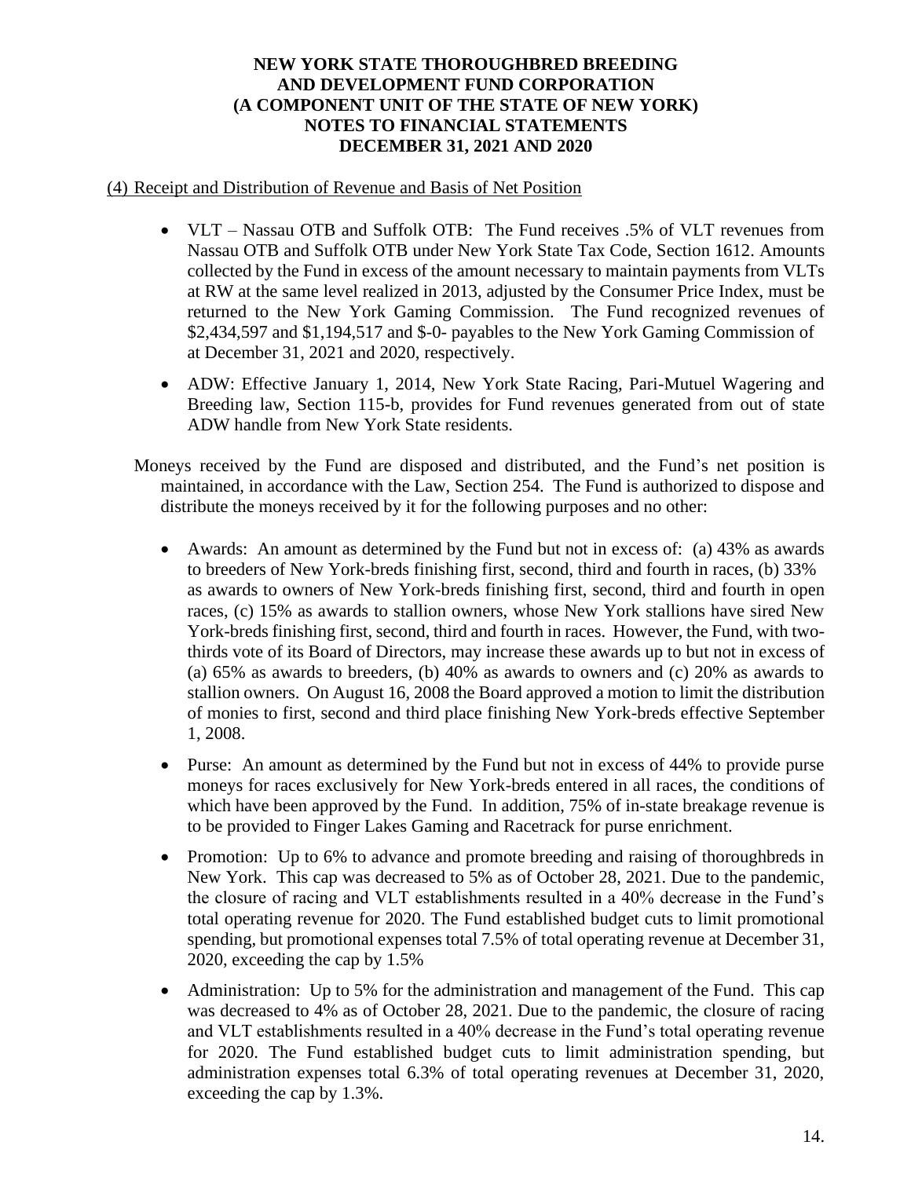(4) Receipt and Distribution of Revenue and Basis of Net Position

- VLT – Nassau OTB and Suffolk OTB: The Fund receives .5% of VLT revenues from Nassau OTB and Suffolk OTB under New York State Tax Code, Section 1612. Amounts collected by the Fund in excess of the amount necessary to maintain payments from VLTs at RW at the same level realized in 2013, adjusted by the Consumer Price Index, must be returned to the New York Gaming Commission. The Fund recognized revenues of $2,434,597 and $1,194,517 and $-0- payables to the New York Gaming Commission of at December 31, 2021 and 2020, respectively.
- ADW: Effective January 1, 2014, New York State Racing, Pari-Mutuel Wagering and Breeding law, Section 115-b, provides for Fund revenues generated from out of state ADW handle from New York State residents.

Moneys received by the Fund are disposed and distributed, and the Fund's net position is maintained, in accordance with the Law, Section 254. The Fund is authorized to dispose and distribute the moneys received by it for the following purposes and no other:

- Awards: An amount as determined by the Fund but not in excess of: (a) 43% as awards to breeders of New York-breds finishing first, second, third and fourth in races, (b) 33% as awards to owners of New York-breds finishing first, second, third and fourth in open races, (c) 15% as awards to stallion owners, whose New York stallions have sired New York-breds finishing first, second, third and fourth in races. However, the Fund, with two-thirds vote of its Board of Directors, may increase these awards up to but not in excess of (a) 65% as awards to breeders, (b) 40% as awards to owners and (c) 20% as awards to stallion owners. On August 16, 2008 the Board approved a motion to limit the distribution of monies to first, second and third place finishing New York-breds effective September 1, 2008.
- Purse: An amount as determined by the Fund but not in excess of 44% to provide purse moneys for races exclusively for New York-breds entered in all races, the conditions of which have been approved by the Fund. In addition, 75% of in-state breakage revenue is to be provided to Finger Lakes Gaming and Racetrack for purse enrichment.
- Promotion: Up to 6% to advance and promote breeding and raising of thoroughbreds in New York. This cap was decreased to 5% as of October 28, 2021. Due to the pandemic, the closure of racing and VLT establishments resulted in a 40% decrease in the Fund's total operating revenue for 2020. The Fund established budget cuts to limit promotional spending, but promotional expenses total 7.5% of total operating revenue at December 31, 2020, exceeding the cap by 1.5%
- Administration: Up to 5% for the administration and management of the Fund. This cap was decreased to 4% as of October 28, 2021. Due to the pandemic, the closure of racing and VLT establishments resulted in a 40% decrease in the Fund's total operating revenue for 2020. The Fund established budget cuts to limit administration spending, but administration expenses total 6.3% of total operating revenues at December 31, 2020, exceeding the cap by 1.3%.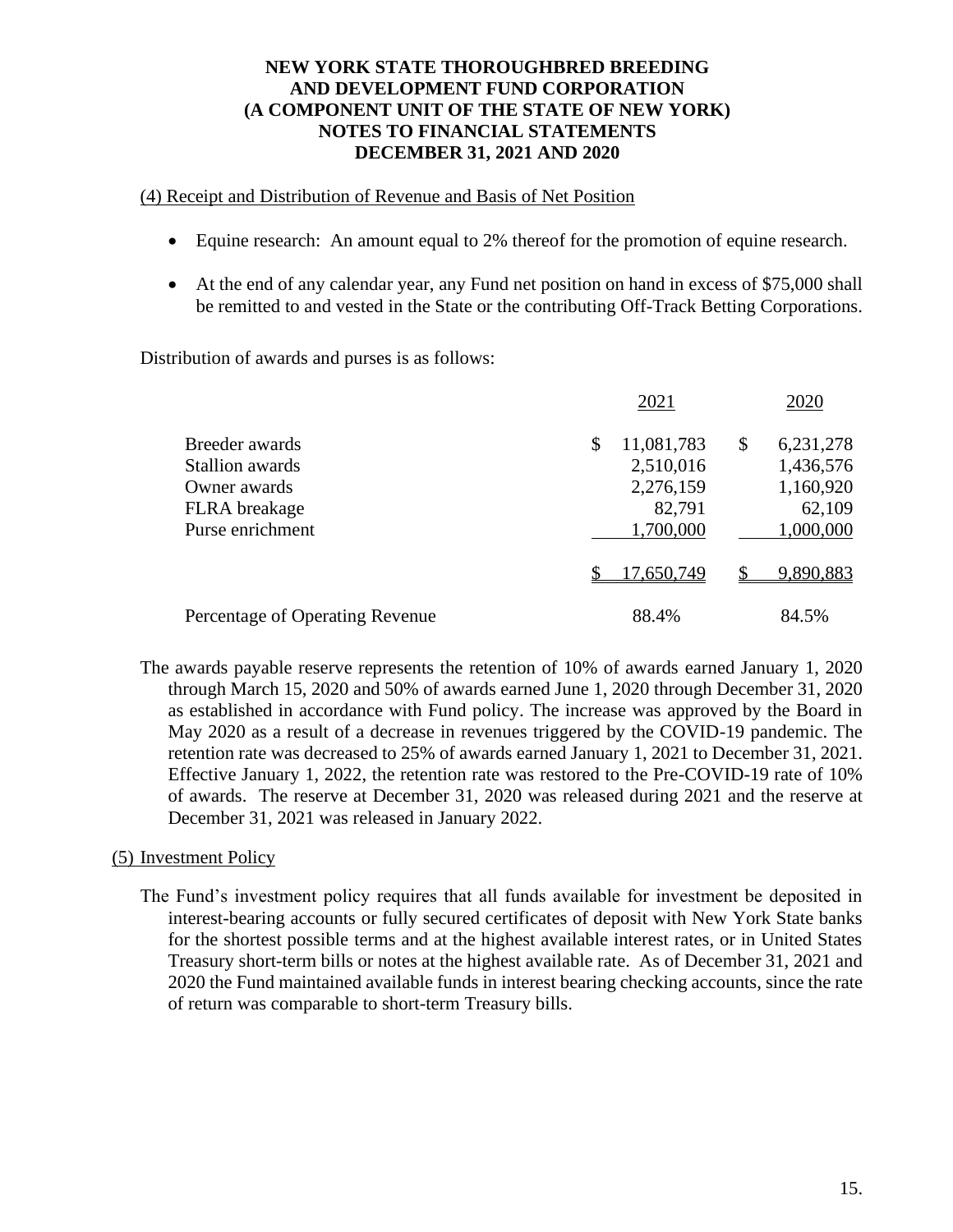(4) Receipt and Distribution of Revenue and Basis of Net Position

- Equine research: An amount equal to 2% thereof for the promotion of equine research.
- At the end of any calendar year, any Fund net position on hand in excess of $75,000 shall be remitted to and vested in the State or the contributing Off-Track Betting Corporations.

Distribution of awards and purses is as follows:

| | 2021 | 2020 |
|---|---|---|
| Breeder awards | $ 11,081,783 | $ 6,231,278 |
| Stallion awards | 2,510,016 | 1,436,576 |
| Owner awards | 2,276,159 | 1,160,920 |
| FLRA breakage | 82,791 | 62,109 |
| Purse enrichment | 1,700,000 | 1,000,000 |
| | $ 17,650,749 | $ 9,890,883 |
| Percentage of Operating Revenue | 88.4% | 84.5% |

The awards payable reserve represents the retention of 10% of awards earned January 1, 2020 through March 15, 2020 and 50% of awards earned June 1, 2020 through December 31, 2020 as established in accordance with Fund policy. The increase was approved by the Board in May 2020 as a result of a decrease in revenues triggered by the COVID-19 pandemic. The retention rate was decreased to 25% of awards earned January 1, 2021 to December 31, 2021. Effective January 1, 2022, the retention rate was restored to the Pre-COVID-19 rate of 10% of awards. The reserve at December 31, 2020 was released during 2021 and the reserve at December 31, 2021 was released in January 2022.

(5) Investment Policy

The Fund's investment policy requires that all funds available for investment be deposited in interest-bearing accounts or fully secured certificates of deposit with New York State banks for the shortest possible terms and at the highest available interest rates, or in United States Treasury short-term bills or notes at the highest available rate. As of December 31, 2021 and 2020 the Fund maintained available funds in interest bearing checking accounts, since the rate of return was comparable to short-term Treasury bills.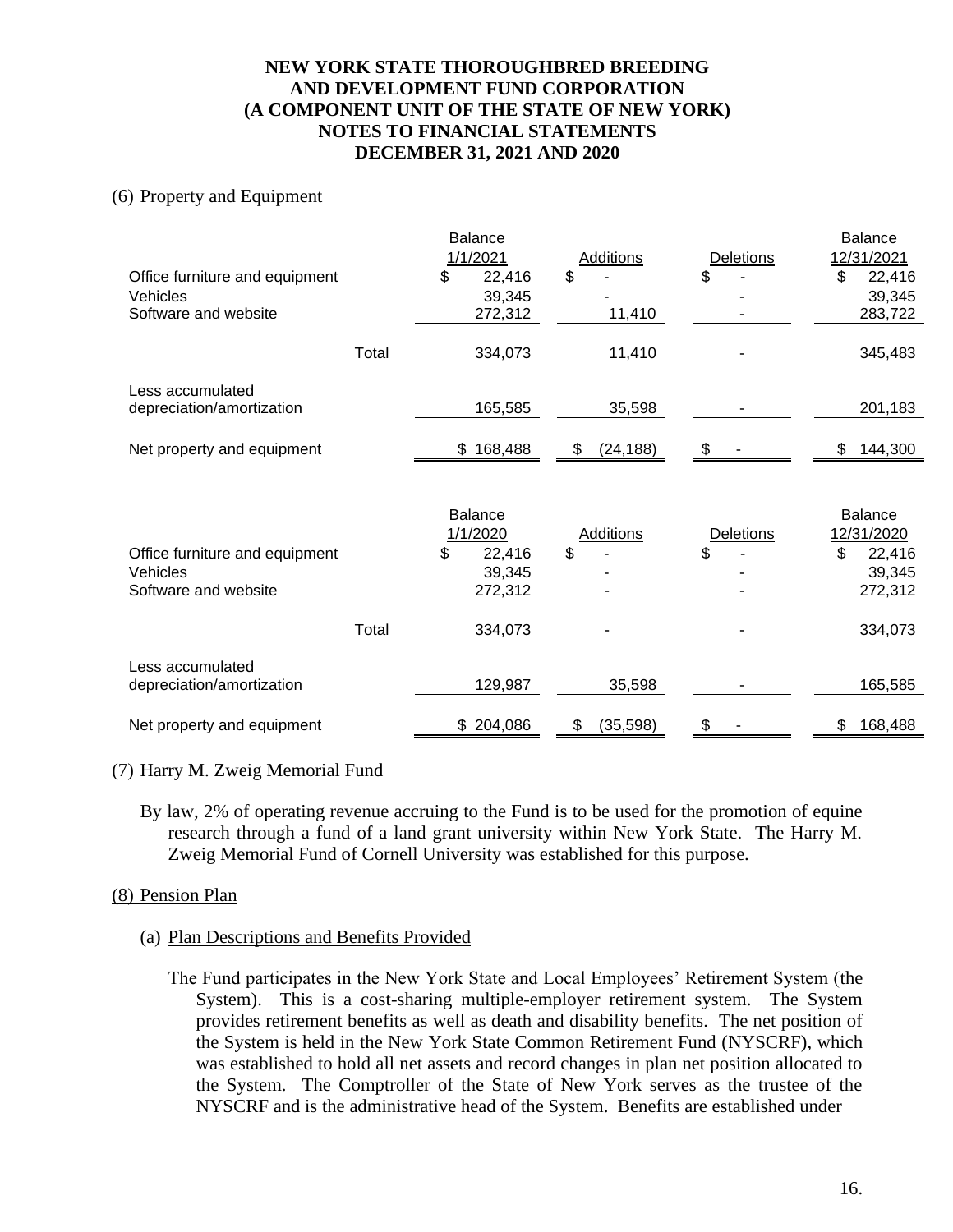# NEW YORK STATE THOROUGHBRED BREEDING AND DEVELOPMENT FUND CORPORATION
# (A COMPONENT UNIT OF THE STATE OF NEW YORK)
# NOTES TO FINANCIAL STATEMENTS
# DECEMBER 31, 2021 AND 2020

## (6) Property and Equipment

| | Balance 1/1/2021 | Additions | Deletions | Balance 12/31/2021 |
|---|---|---|---|---|
| Office furniture and equipment | $ 22,416 | $ - | $ - | $ 22,416 |
| Vehicles | 39,345 | - | - | 39,345 |
| Software and website | 272,312 | 11,410 | - | 283,722 |
| Total | 334,073 | 11,410 | - | 345,483 |
| Less accumulated depreciation/amortization | 165,585 | 35,598 | - | 201,183 |
| Net property and equipment | $ 168,488 | $ (24,188) | $ - | $ 144,300 |

| | Balance 1/1/2020 | Additions | Deletions | Balance 12/31/2020 |
|---|---|---|---|---|
| Office furniture and equipment | $ 22,416 | $ - | $ - | $ 22,416 |
| Vehicles | 39,345 | - | - | 39,345 |
| Software and website | 272,312 | - | - | 272,312 |
| Total | 334,073 | - | - | 334,073 |
| Less accumulated depreciation/amortization | 129,987 | 35,598 | - | 165,585 |
| Net property and equipment | $ 204,086 | $ (35,598) | $ - | $ 168,488 |

## (7) Harry M. Zweig Memorial Fund

By law, 2% of operating revenue accruing to the Fund is to be used for the promotion of equine research through a fund of a land grant university within New York State. The Harry M. Zweig Memorial Fund of Cornell University was established for this purpose.

## (8) Pension Plan

### (a) Plan Descriptions and Benefits Provided

The Fund participates in the New York State and Local Employees' Retirement System (the System). This is a cost-sharing multiple-employer retirement system. The System provides retirement benefits as well as death and disability benefits. The net position of the System is held in the New York State Common Retirement Fund (NYSCRF), which was established to hold all net assets and record changes in plan net position allocated to the System. The Comptroller of the State of New York serves as the trustee of the NYSCRF and is the administrative head of the System. Benefits are established under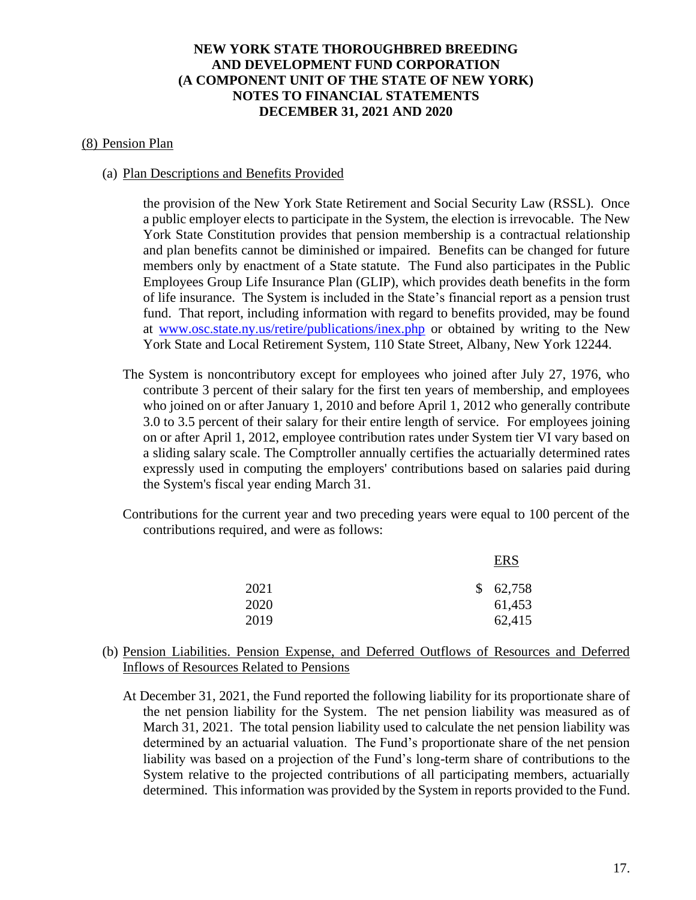**NEW YORK STATE THOROUGHBRED BREEDING AND DEVELOPMENT FUND CORPORATION (A COMPONENT UNIT OF THE STATE OF NEW YORK) NOTES TO FINANCIAL STATEMENTS DECEMBER 31, 2021 AND 2020**

(8) Pension Plan

(a) Plan Descriptions and Benefits Provided

the provision of the New York State Retirement and Social Security Law (RSSL). Once a public employer elects to participate in the System, the election is irrevocable. The New York State Constitution provides that pension membership is a contractual relationship and plan benefits cannot be diminished or impaired. Benefits can be changed for future members only by enactment of a State statute. The Fund also participates in the Public Employees Group Life Insurance Plan (GLIP), which provides death benefits in the form of life insurance. The System is included in the State's financial report as a pension trust fund. That report, including information with regard to benefits provided, may be found at www.osc.state.ny.us/retire/publications/inex.php or obtained by writing to the New York State and Local Retirement System, 110 State Street, Albany, New York 12244.

The System is noncontributory except for employees who joined after July 27, 1976, who contribute 3 percent of their salary for the first ten years of membership, and employees who joined on or after January 1, 2010 and before April 1, 2012 who generally contribute 3.0 to 3.5 percent of their salary for their entire length of service. For employees joining on or after April 1, 2012, employee contribution rates under System tier VI vary based on a sliding salary scale. The Comptroller annually certifies the actuarially determined rates expressly used in computing the employers' contributions based on salaries paid during the System's fiscal year ending March 31.

Contributions for the current year and two preceding years were equal to 100 percent of the contributions required, and were as follows:

| | ERS |
|---|---|
| 2021 | $ 62,758 |
| 2020 | 61,453 |
| 2019 | 62,415 |

(b) Pension Liabilities. Pension Expense, and Deferred Outflows of Resources and Deferred Inflows of Resources Related to Pensions

At December 31, 2021, the Fund reported the following liability for its proportionate share of the net pension liability for the System. The net pension liability was measured as of March 31, 2021. The total pension liability used to calculate the net pension liability was determined by an actuarial valuation. The Fund's proportionate share of the net pension liability was based on a projection of the Fund's long-term share of contributions to the System relative to the projected contributions of all participating members, actuarially determined. This information was provided by the System in reports provided to the Fund.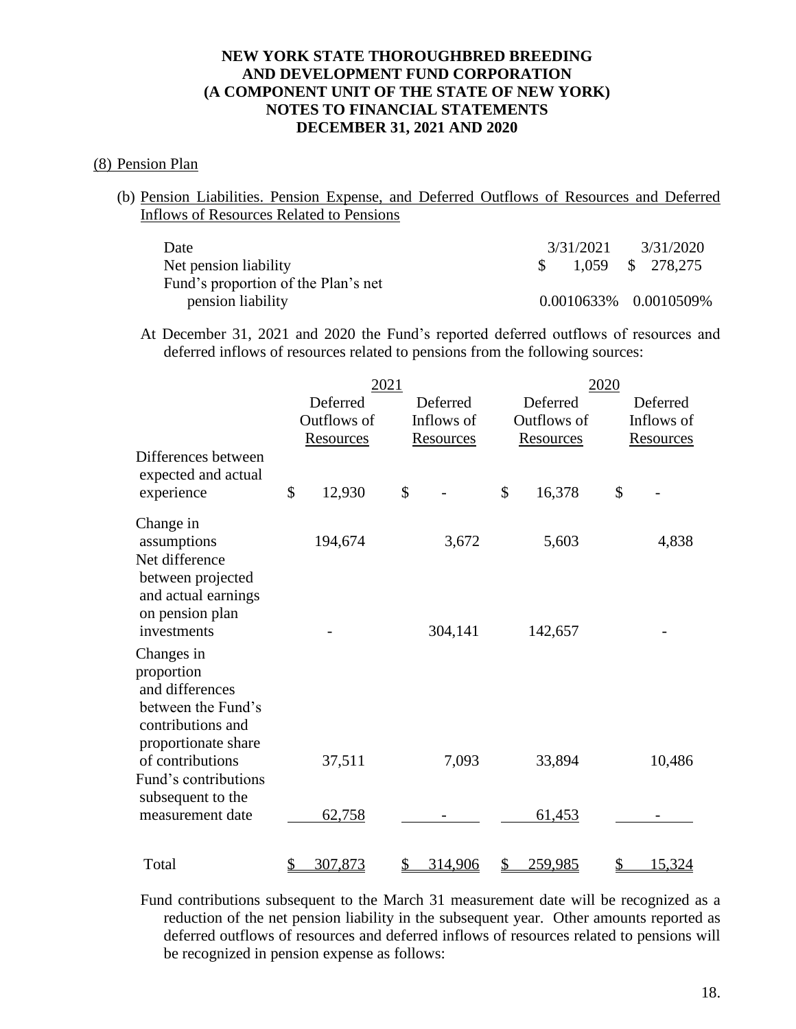**NEW YORK STATE THOROUGHBRED BREEDING AND DEVELOPMENT FUND CORPORATION**
**(A COMPONENT UNIT OF THE STATE OF NEW YORK)**
**NOTES TO FINANCIAL STATEMENTS**
**DECEMBER 31, 2021 AND 2020**

(8) Pension Plan

(b) Pension Liabilities. Pension Expense, and Deferred Outflows of Resources and Deferred Inflows of Resources Related to Pensions

| Date | 3/31/2021 | 3/31/2020 |
|---|---|---|
| Net pension liability | $ 1,059 | $ 278,275 |
| Fund's proportion of the Plan's net pension liability | 0.0010633% | 0.0010509% |

At December 31, 2021 and 2020 the Fund's reported deferred outflows of resources and deferred inflows of resources related to pensions from the following sources:

| | 2021 | | 2020 | |
|---|---|---|---|---|
| | Deferred Outflows of Resources | Deferred Inflows of Resources | Deferred Outflows of Resources | Deferred Inflows of Resources |
| Differences between expected and actual experience | $ 12,930 | $ - | $ 16,378 | $ - |
| Change in assumptions | 194,674 | 3,672 | 5,603 | 4,838 |
| Net difference between projected and actual earnings on pension plan investments | - | 304,141 | 142,657 | - |
| Changes in proportion and differences between the Fund's contributions and proportionate share of contributions | 37,511 | 7,093 | 33,894 | 10,486 |
| Fund's contributions subsequent to the measurement date | 62,758 | - | 61,453 | - |
| Total | $ 307,873 | $ 314,906 | $ 259,985 | $ 15,324 |

Fund contributions subsequent to the March 31 measurement date will be recognized as a reduction of the net pension liability in the subsequent year. Other amounts reported as deferred outflows of resources and deferred inflows of resources related to pensions will be recognized in pension expense as follows: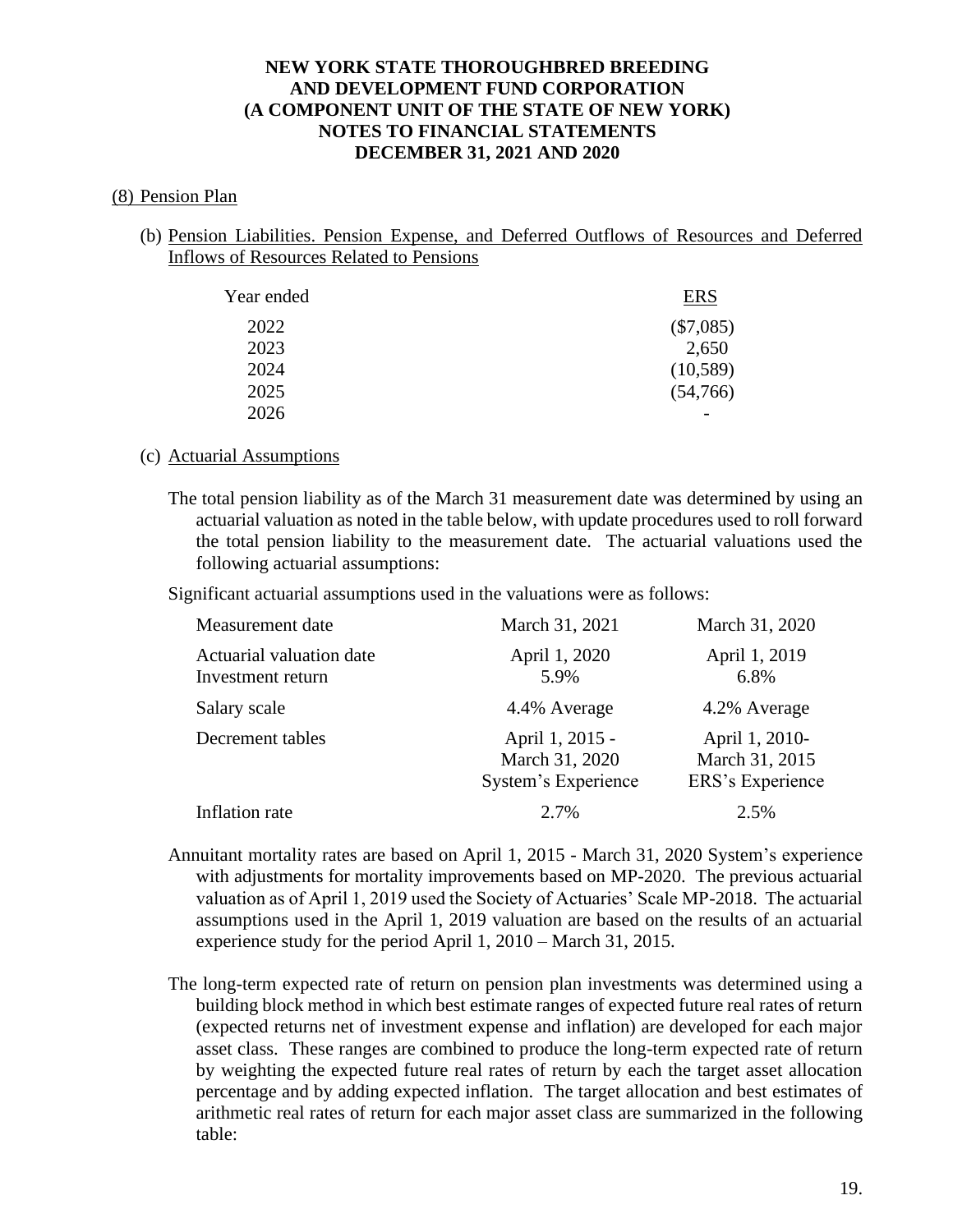**NEW YORK STATE THOROUGHBRED BREEDING AND DEVELOPMENT FUND CORPORATION (A COMPONENT UNIT OF THE STATE OF NEW YORK) NOTES TO FINANCIAL STATEMENTS DECEMBER 31, 2021 AND 2020**

(8) Pension Plan

(b) Pension Liabilities. Pension Expense, and Deferred Outflows of Resources and Deferred Inflows of Resources Related to Pensions

| Year ended | ERS |
|---|---|
| 2022 | ($7,085) |
| 2023 | 2,650 |
| 2024 | (10,589) |
| 2025 | (54,766) |
| 2026 | - |

(c) Actuarial Assumptions

The total pension liability as of the March 31 measurement date was determined by using an actuarial valuation as noted in the table below, with update procedures used to roll forward the total pension liability to the measurement date. The actuarial valuations used the following actuarial assumptions:

Significant actuarial assumptions used in the valuations were as follows:

| Measurement date | March 31, 2021 | March 31, 2020 |
|---|---|---|
| Actuarial valuation date | April 1, 2020 | April 1, 2019 |
| Investment return | 5.9% | 6.8% |
| Salary scale | 4.4% Average | 4.2% Average |
| Decrement tables | April 1, 2015 - March 31, 2020 System's Experience | April 1, 2010- March 31, 2015 ERS's Experience |
| Inflation rate | 2.7% | 2.5% |

Annuitant mortality rates are based on April 1, 2015 - March 31, 2020 System's experience with adjustments for mortality improvements based on MP-2020. The previous actuarial valuation as of April 1, 2019 used the Society of Actuaries' Scale MP-2018. The actuarial assumptions used in the April 1, 2019 valuation are based on the results of an actuarial experience study for the period April 1, 2010 – March 31, 2015.

The long-term expected rate of return on pension plan investments was determined using a building block method in which best estimate ranges of expected future real rates of return (expected returns net of investment expense and inflation) are developed for each major asset class. These ranges are combined to produce the long-term expected rate of return by weighting the expected future real rates of return by each the target asset allocation percentage and by adding expected inflation. The target allocation and best estimates of arithmetic real rates of return for each major asset class are summarized in the following table: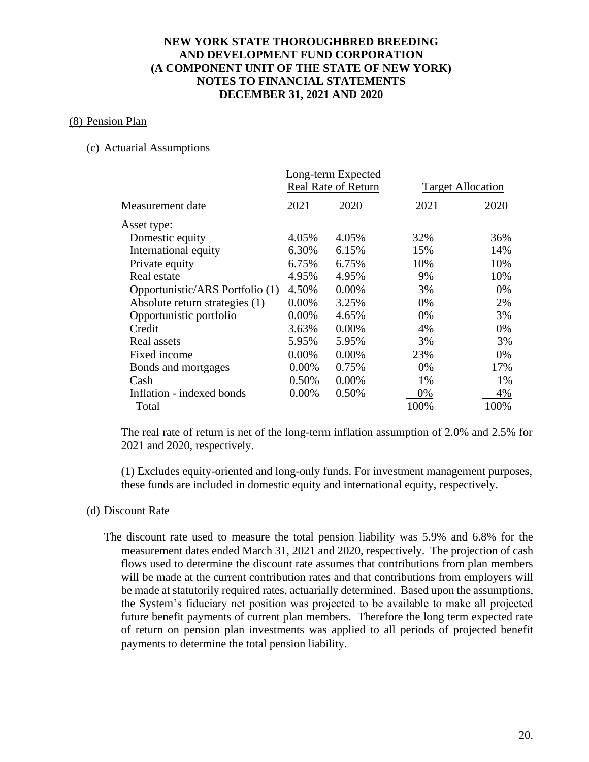**NEW YORK STATE THOROUGHBRED BREEDING AND DEVELOPMENT FUND CORPORATION (A COMPONENT UNIT OF THE STATE OF NEW YORK) NOTES TO FINANCIAL STATEMENTS DECEMBER 31, 2021 AND 2020**

## (8) Pension Plan

### (c) Actuarial Assumptions

| | Long-term Expected Real Rate of Return | | Target Allocation | |
|---|---|---|---|---|
| Measurement date | 2021 | 2020 | 2021 | 2020 |
| Asset type: | | | | |
| Domestic equity | 4.05% | 4.05% | 32% | 36% |
| International equity | 6.30% | 6.15% | 15% | 14% |
| Private equity | 6.75% | 6.75% | 10% | 10% |
| Real estate | 4.95% | 4.95% | 9% | 10% |
| Opportunistic/ARS Portfolio (1) | 4.50% | 0.00% | 3% | 0% |
| Absolute return strategies (1) | 0.00% | 3.25% | 0% | 2% |
| Opportunistic portfolio | 0.00% | 4.65% | 0% | 3% |
| Credit | 3.63% | 0.00% | 4% | 0% |
| Real assets | 5.95% | 5.95% | 3% | 3% |
| Fixed income | 0.00% | 0.00% | 23% | 0% |
| Bonds and mortgages | 0.00% | 0.75% | 0% | 17% |
| Cash | 0.50% | 0.00% | 1% | 1% |
| Inflation - indexed bonds | 0.00% | 0.50% | 0% | 4% |
| Total | | | 100% | 100% |

The real rate of return is net of the long-term inflation assumption of 2.0% and 2.5% for 2021 and 2020, respectively.

(1) Excludes equity-oriented and long-only funds. For investment management purposes, these funds are included in domestic equity and international equity, respectively.

### (d) Discount Rate

The discount rate used to measure the total pension liability was 5.9% and 6.8% for the measurement dates ended March 31, 2021 and 2020, respectively. The projection of cash flows used to determine the discount rate assumes that contributions from plan members will be made at the current contribution rates and that contributions from employers will be made at statutorily required rates, actuarially determined. Based upon the assumptions, the System's fiduciary net position was projected to be available to make all projected future benefit payments of current plan members. Therefore the long term expected rate of return on pension plan investments was applied to all periods of projected benefit payments to determine the total pension liability.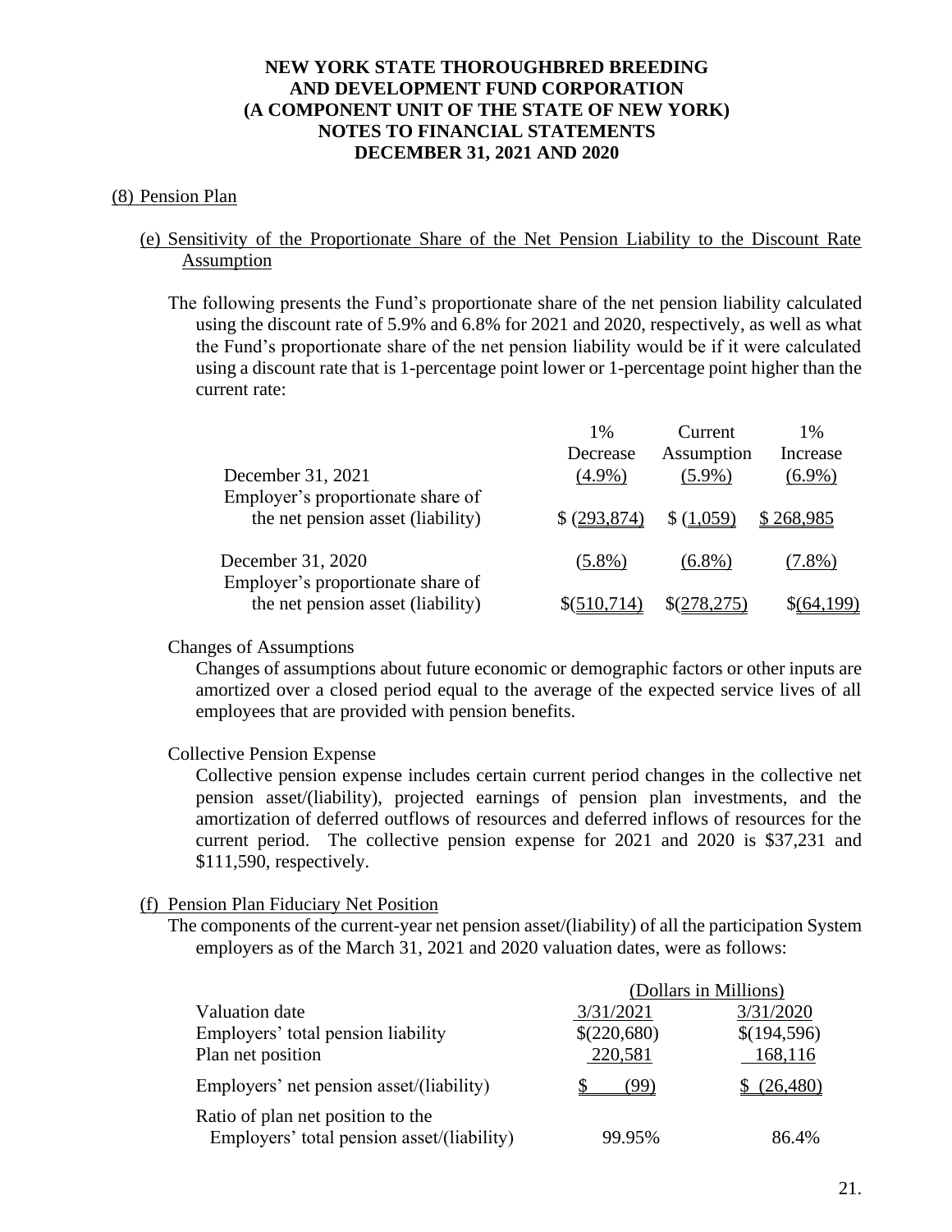**NEW YORK STATE THOROUGHBRED BREEDING AND DEVELOPMENT FUND CORPORATION (A COMPONENT UNIT OF THE STATE OF NEW YORK) NOTES TO FINANCIAL STATEMENTS DECEMBER 31, 2021 AND 2020**

## (8) Pension Plan

### (e) Sensitivity of the Proportionate Share of the Net Pension Liability to the Discount Rate Assumption

The following presents the Fund's proportionate share of the net pension liability calculated using the discount rate of 5.9% and 6.8% for 2021 and 2020, respectively, as well as what the Fund's proportionate share of the net pension liability would be if it were calculated using a discount rate that is 1-percentage point lower or 1-percentage point higher than the current rate:

| | 1% Decrease | Current Assumption | 1% Increase |
|---|---|---|---|
| December 31, 2021 | (4.9%) | (5.9%) | (6.9%) |
| Employer's proportionate share of the net pension asset (liability) | $ (293,874) | $ (1,059) | $ 268,985 |
| December 31, 2020 | (5.8%) | (6.8%) | (7.8%) |
| Employer's proportionate share of the net pension asset (liability) | $(510,714) | $(278,275) | $(64,199) |

Changes of Assumptions

Changes of assumptions about future economic or demographic factors or other inputs are amortized over a closed period equal to the average of the expected service lives of all employees that are provided with pension benefits.

Collective Pension Expense

Collective pension expense includes certain current period changes in the collective net pension asset/(liability), projected earnings of pension plan investments, and the amortization of deferred outflows of resources and deferred inflows of resources for the current period. The collective pension expense for 2021 and 2020 is $37,231 and $111,590, respectively.

### (f) Pension Plan Fiduciary Net Position

The components of the current-year net pension asset/(liability) of all the participation System employers as of the March 31, 2021 and 2020 valuation dates, were as follows:

| | (Dollars in Millions) | |
|---|---|---|
| Valuation date | 3/31/2021 | 3/31/2020 |
| Employers' total pension liability | $(220,680) | $(194,596) |
| Plan net position | 220,581 | 168,116 |
| Employers' net pension asset/(liability) | $ (99) | $ (26,480) |
| Ratio of plan net position to the Employers' total pension asset/(liability) | 99.95% | 86.4% |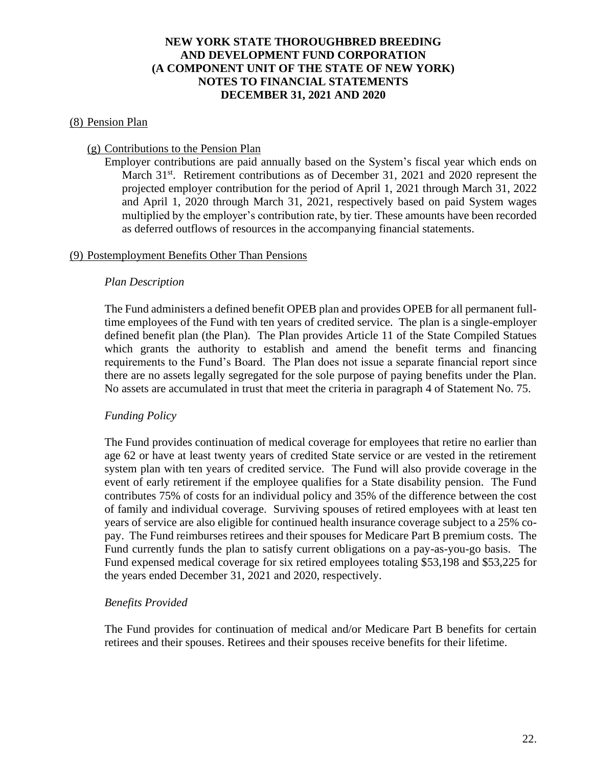# NEW YORK STATE THOROUGHBRED BREEDING AND DEVELOPMENT FUND CORPORATION (A COMPONENT UNIT OF THE STATE OF NEW YORK) NOTES TO FINANCIAL STATEMENTS DECEMBER 31, 2021 AND 2020

## (8) Pension Plan

### (g) Contributions to the Pension Plan

Employer contributions are paid annually based on the System's fiscal year which ends on March 31st. Retirement contributions as of December 31, 2021 and 2020 represent the projected employer contribution for the period of April 1, 2021 through March 31, 2022 and April 1, 2020 through March 31, 2021, respectively based on paid System wages multiplied by the employer's contribution rate, by tier. These amounts have been recorded as deferred outflows of resources in the accompanying financial statements.

## (9) Postemployment Benefits Other Than Pensions

*Plan Description*

The Fund administers a defined benefit OPEB plan and provides OPEB for all permanent full-time employees of the Fund with ten years of credited service. The plan is a single-employer defined benefit plan (the Plan). The Plan provides Article 11 of the State Compiled Statues which grants the authority to establish and amend the benefit terms and financing requirements to the Fund's Board. The Plan does not issue a separate financial report since there are no assets legally segregated for the sole purpose of paying benefits under the Plan. No assets are accumulated in trust that meet the criteria in paragraph 4 of Statement No. 75.

*Funding Policy*

The Fund provides continuation of medical coverage for employees that retire no earlier than age 62 or have at least twenty years of credited State service or are vested in the retirement system plan with ten years of credited service. The Fund will also provide coverage in the event of early retirement if the employee qualifies for a State disability pension. The Fund contributes 75% of costs for an individual policy and 35% of the difference between the cost of family and individual coverage. Surviving spouses of retired employees with at least ten years of service are also eligible for continued health insurance coverage subject to a 25% co-pay. The Fund reimburses retirees and their spouses for Medicare Part B premium costs. The Fund currently funds the plan to satisfy current obligations on a pay-as-you-go basis. The Fund expensed medical coverage for six retired employees totaling $53,198 and $53,225 for the years ended December 31, 2021 and 2020, respectively.

*Benefits Provided*

The Fund provides for continuation of medical and/or Medicare Part B benefits for certain retirees and their spouses. Retirees and their spouses receive benefits for their lifetime.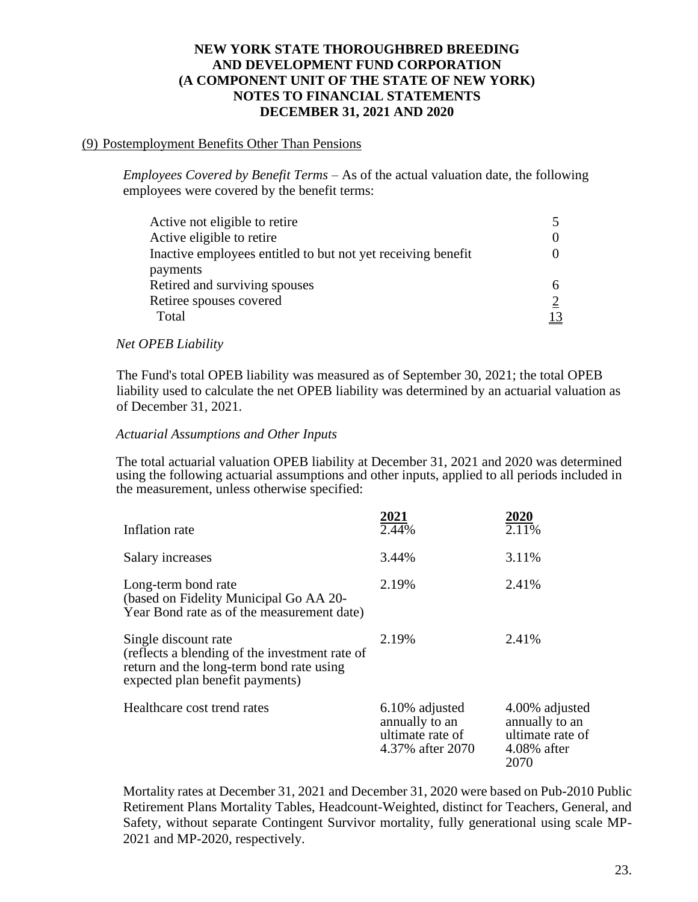# NEW YORK STATE THOROUGHBRED BREEDING AND DEVELOPMENT FUND CORPORATION (A COMPONENT UNIT OF THE STATE OF NEW YORK) NOTES TO FINANCIAL STATEMENTS DECEMBER 31, 2021 AND 2020

## (9) Postemployment Benefits Other Than Pensions

*Employees Covered by Benefit Terms* – As of the actual valuation date, the following employees were covered by the benefit terms:

| | |
|---|---|
| Active not eligible to retire | 5 |
| Active eligible to retire | 0 |
| Inactive employees entitled to but not yet receiving benefit payments | 0 |
| Retired and surviving spouses | 6 |
| Retiree spouses covered | 2 |
| Total | 13 |

*Net OPEB Liability*

The Fund's total OPEB liability was measured as of September 30, 2021; the total OPEB liability used to calculate the net OPEB liability was determined by an actuarial valuation as of December 31, 2021.

*Actuarial Assumptions and Other Inputs*

The total actuarial valuation OPEB liability at December 31, 2021 and 2020 was determined using the following actuarial assumptions and other inputs, applied to all periods included in the measurement, unless otherwise specified:

| | 2021 | 2020 |
|---|---|---|
| Inflation rate | 2.44% | 2.11% |
| Salary increases | 3.44% | 3.11% |
| Long-term bond rate (based on Fidelity Municipal Go AA 20-Year Bond rate as of the measurement date) | 2.19% | 2.41% |
| Single discount rate (reflects a blending of the investment rate of return and the long-term bond rate using expected plan benefit payments) | 2.19% | 2.41% |
| Healthcare cost trend rates | 6.10% adjusted annually to an ultimate rate of 4.37% after 2070 | 4.00% adjusted annually to an ultimate rate of 4.08% after 2070 |

Mortality rates at December 31, 2021 and December 31, 2020 were based on Pub-2010 Public Retirement Plans Mortality Tables, Headcount-Weighted, distinct for Teachers, General, and Safety, without separate Contingent Survivor mortality, fully generational using scale MP-2021 and MP-2020, respectively.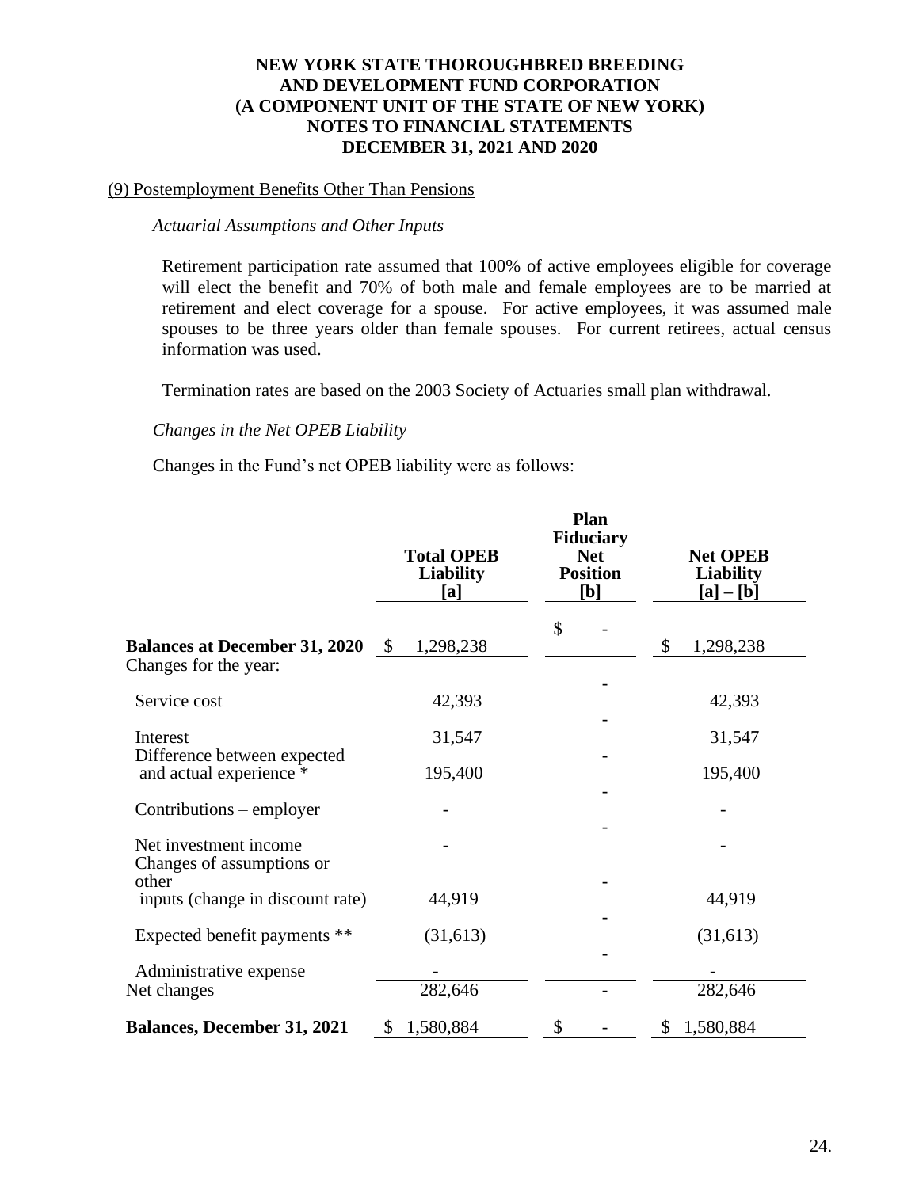# NEW YORK STATE THOROUGHBRED BREEDING AND DEVELOPMENT FUND CORPORATION (A COMPONENT UNIT OF THE STATE OF NEW YORK) NOTES TO FINANCIAL STATEMENTS DECEMBER 31, 2021 AND 2020

## (9) Postemployment Benefits Other Than Pensions

*Actuarial Assumptions and Other Inputs*

Retirement participation rate assumed that 100% of active employees eligible for coverage will elect the benefit and 70% of both male and female employees are to be married at retirement and elect coverage for a spouse. For active employees, it was assumed male spouses to be three years older than female spouses. For current retirees, actual census information was used.

Termination rates are based on the 2003 Society of Actuaries small plan withdrawal.

*Changes in the Net OPEB Liability*

Changes in the Fund's net OPEB liability were as follows:

| | Total OPEB Liability [a] | Plan Fiduciary Net Position [b] | Net OPEB Liability [a] – [b] |
|---|---|---|---|
| **Balances at December 31, 2020** | $ 1,298,238 | $ - | $ 1,298,238 |
| Changes for the year: | | | |
| Service cost | 42,393 | - | 42,393 |
| Interest | 31,547 | - | 31,547 |
| Difference between expected and actual experience * | 195,400 | - | 195,400 |
| Contributions – employer | - | - | - |
| Net investment income | - | - | - |
| Changes of assumptions or other inputs (change in discount rate) | 44,919 | - | 44,919 |
| Expected benefit payments ** | (31,613) | - | (31,613) |
| Administrative expense | - | - | - |
| Net changes | 282,646 | - | 282,646 |
| **Balances, December 31, 2021** | $ 1,580,884 | $ - | $ 1,580,884 |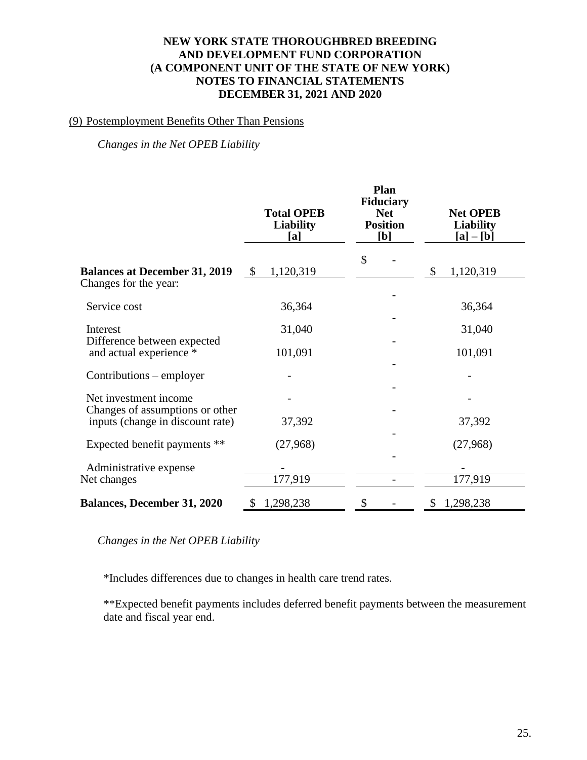# NEW YORK STATE THOROUGHBRED BREEDING AND DEVELOPMENT FUND CORPORATION
# (A COMPONENT UNIT OF THE STATE OF NEW YORK)
# NOTES TO FINANCIAL STATEMENTS
# DECEMBER 31, 2021 AND 2020

## (9) Postemployment Benefits Other Than Pensions

*Changes in the Net OPEB Liability*

| | Total OPEB Liability [a] | Plan Fiduciary Net Position [b] | Net OPEB Liability [a] – [b] |
|---|---|---|---|
| **Balances at December 31, 2019** | $ 1,120,319 | $ - | $ 1,120,319 |
| Changes for the year: | | | |
| Service cost | 36,364 | - | 36,364 |
| Interest | 31,040 | - | 31,040 |
| Difference between expected and actual experience * | 101,091 | - | 101,091 |
| Contributions – employer | - | - | - |
| Net investment income | - | - | - |
| Changes of assumptions or other inputs (change in discount rate) | 37,392 | - | 37,392 |
| Expected benefit payments ** | (27,968) | - | (27,968) |
| Administrative expense | - | - | - |
| Net changes | 177,919 | - | 177,919 |
| **Balances, December 31, 2020** | $ 1,298,238 | $ - | $ 1,298,238 |

*Changes in the Net OPEB Liability*

*Includes differences due to changes in health care trend rates.

**Expected benefit payments includes deferred benefit payments between the measurement date and fiscal year end.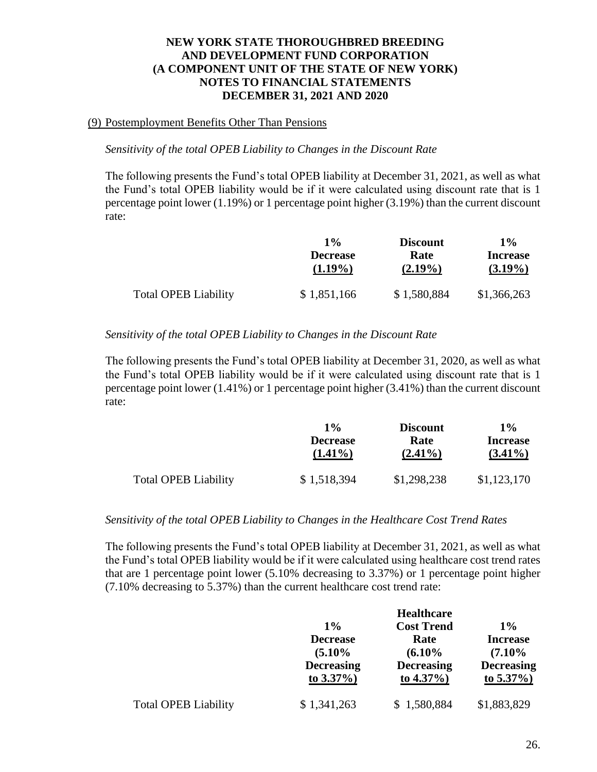# NEW YORK STATE THOROUGHBRED BREEDING AND DEVELOPMENT FUND CORPORATION (A COMPONENT UNIT OF THE STATE OF NEW YORK) NOTES TO FINANCIAL STATEMENTS DECEMBER 31, 2021 AND 2020

## (9) Postemployment Benefits Other Than Pensions

*Sensitivity of the total OPEB Liability to Changes in the Discount Rate*

The following presents the Fund's total OPEB liability at December 31, 2021, as well as what the Fund's total OPEB liability would be if it were calculated using discount rate that is 1 percentage point lower (1.19%) or 1 percentage point higher (3.19%) than the current discount rate:

| | **1% Decrease (1.19%)** | **Discount Rate (2.19%)** | **1% Increase (3.19%)** |
|---|---|---|---|
| Total OPEB Liability | $ 1,851,166 | $ 1,580,884 | $1,366,263 |

*Sensitivity of the total OPEB Liability to Changes in the Discount Rate*

The following presents the Fund's total OPEB liability at December 31, 2020, as well as what the Fund's total OPEB liability would be if it were calculated using discount rate that is 1 percentage point lower (1.41%) or 1 percentage point higher (3.41%) than the current discount rate:

| | **1% Decrease (1.41%)** | **Discount Rate (2.41%)** | **1% Increase (3.41%)** |
|---|---|---|---|
| Total OPEB Liability | $ 1,518,394 | $1,298,238 | $1,123,170 |

*Sensitivity of the total OPEB Liability to Changes in the Healthcare Cost Trend Rates*

The following presents the Fund's total OPEB liability at December 31, 2021, as well as what the Fund's total OPEB liability would be if it were calculated using healthcare cost trend rates that are 1 percentage point lower (5.10% decreasing to 3.37%) or 1 percentage point higher (7.10% decreasing to 5.37%) than the current healthcare cost trend rate:

| | **1% Decrease (5.10% Decreasing to 3.37%)** | **Healthcare Cost Trend Rate (6.10% Decreasing to 4.37%)** | **1% Increase (7.10% Decreasing to 5.37%)** |
|---|---|---|---|
| Total OPEB Liability | $ 1,341,263 | $ 1,580,884 | $1,883,829 |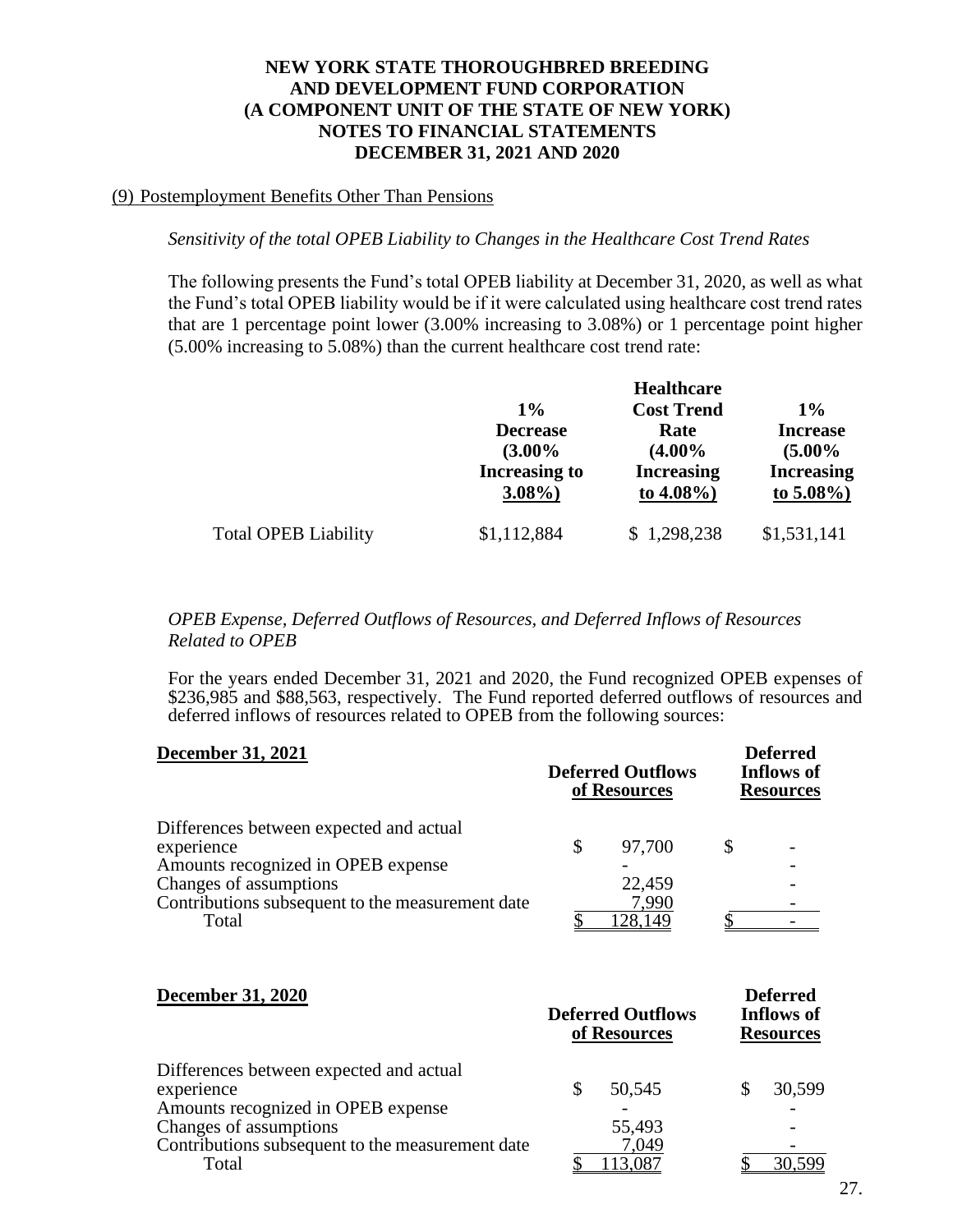## (9) Postemployment Benefits Other Than Pensions

*Sensitivity of the total OPEB Liability to Changes in the Healthcare Cost Trend Rates*

The following presents the Fund's total OPEB liability at December 31, 2020, as well as what the Fund's total OPEB liability would be if it were calculated using healthcare cost trend rates that are 1 percentage point lower (3.00% increasing to 3.08%) or 1 percentage point higher (5.00% increasing to 5.08%) than the current healthcare cost trend rate:

| | 1% Decrease (3.00% Increasing to 3.08%) | Healthcare Cost Trend Rate (4.00% Increasing to 4.08%) | 1% Increase (5.00% Increasing to 5.08%) |
|---|---|---|---|
| Total OPEB Liability | $1,112,884 | $ 1,298,238 | $1,531,141 |

*OPEB Expense, Deferred Outflows of Resources, and Deferred Inflows of Resources Related to OPEB*

For the years ended December 31, 2021 and 2020, the Fund recognized OPEB expenses of $236,985 and $88,563, respectively. The Fund reported deferred outflows of resources and deferred inflows of resources related to OPEB from the following sources:

| **December 31, 2021** | Deferred Outflows of Resources | Deferred Inflows of Resources |
|---|---|---|
| Differences between expected and actual experience | $ 97,700 | $ - |
| Amounts recognized in OPEB expense | - | - |
| Changes of assumptions | 22,459 | - |
| Contributions subsequent to the measurement date | 7,990 | - |
| Total | $ 128,149 | $ - |

| **December 31, 2020** | Deferred Outflows of Resources | Deferred Inflows of Resources |
|---|---|---|
| Differences between expected and actual experience | $ 50,545 | $ 30,599 |
| Amounts recognized in OPEB expense | - | - |
| Changes of assumptions | 55,493 | - |
| Contributions subsequent to the measurement date | 7,049 | - |
| Total | $ 113,087 | $ 30,599 |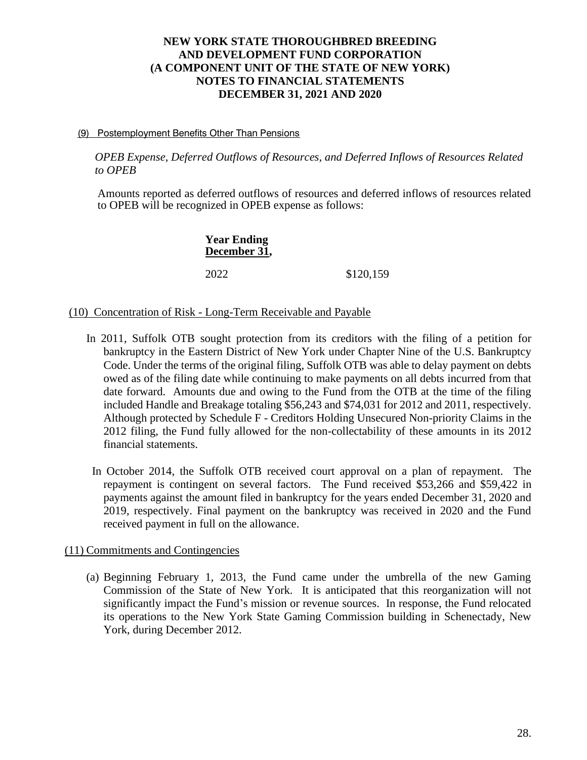(9) Postemployment Benefits Other Than Pensions

*OPEB Expense, Deferred Outflows of Resources, and Deferred Inflows of Resources Related to OPEB*

Amounts reported as deferred outflows of resources and deferred inflows of resources related to OPEB will be recognized in OPEB expense as follows:

| Year Ending December 31, | |
|---|---|
| 2022 | $120,159 |

(10) Concentration of Risk - Long-Term Receivable and Payable

In 2011, Suffolk OTB sought protection from its creditors with the filing of a petition for bankruptcy in the Eastern District of New York under Chapter Nine of the U.S. Bankruptcy Code. Under the terms of the original filing, Suffolk OTB was able to delay payment on debts owed as of the filing date while continuing to make payments on all debts incurred from that date forward. Amounts due and owing to the Fund from the OTB at the time of the filing included Handle and Breakage totaling $56,243 and $74,031 for 2012 and 2011, respectively. Although protected by Schedule F - Creditors Holding Unsecured Non-priority Claims in the 2012 filing, the Fund fully allowed for the non-collectability of these amounts in its 2012 financial statements.

In October 2014, the Suffolk OTB received court approval on a plan of repayment. The repayment is contingent on several factors. The Fund received $53,266 and $59,422 in payments against the amount filed in bankruptcy for the years ended December 31, 2020 and 2019, respectively. Final payment on the bankruptcy was received in 2020 and the Fund received payment in full on the allowance.

(11) Commitments and Contingencies

(a) Beginning February 1, 2013, the Fund came under the umbrella of the new Gaming Commission of the State of New York. It is anticipated that this reorganization will not significantly impact the Fund's mission or revenue sources. In response, the Fund relocated its operations to the New York State Gaming Commission building in Schenectady, New York, during December 2012.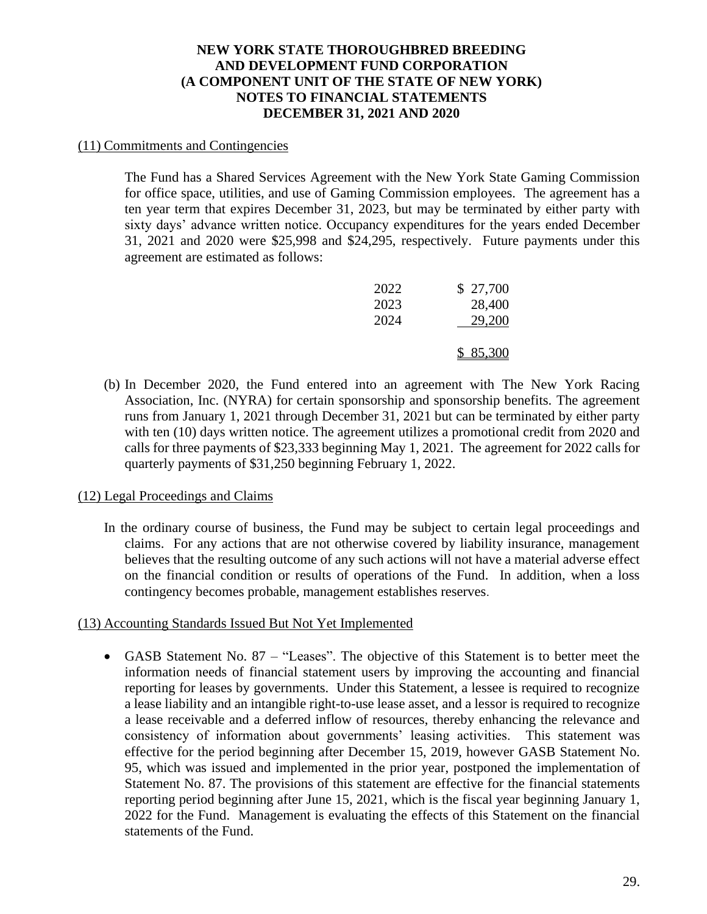**NEW YORK STATE THOROUGHBRED BREEDING AND DEVELOPMENT FUND CORPORATION (A COMPONENT UNIT OF THE STATE OF NEW YORK) NOTES TO FINANCIAL STATEMENTS DECEMBER 31, 2021 AND 2020**

(11) Commitments and Contingencies

The Fund has a Shared Services Agreement with the New York State Gaming Commission for office space, utilities, and use of Gaming Commission employees. The agreement has a ten year term that expires December 31, 2023, but may be terminated by either party with sixty days' advance written notice. Occupancy expenditures for the years ended December 31, 2021 and 2020 were $25,998 and $24,295, respectively. Future payments under this agreement are estimated as follows:

| | |
|---|---|
| 2022 | $ 27,700 |
| 2023 | 28,400 |
| 2024 | 29,200 |
| | $ 85,300 |

(b) In December 2020, the Fund entered into an agreement with The New York Racing Association, Inc. (NYRA) for certain sponsorship and sponsorship benefits. The agreement runs from January 1, 2021 through December 31, 2021 but can be terminated by either party with ten (10) days written notice. The agreement utilizes a promotional credit from 2020 and calls for three payments of $23,333 beginning May 1, 2021. The agreement for 2022 calls for quarterly payments of $31,250 beginning February 1, 2022.

(12) Legal Proceedings and Claims

In the ordinary course of business, the Fund may be subject to certain legal proceedings and claims. For any actions that are not otherwise covered by liability insurance, management believes that the resulting outcome of any such actions will not have a material adverse effect on the financial condition or results of operations of the Fund. In addition, when a loss contingency becomes probable, management establishes reserves.

(13) Accounting Standards Issued But Not Yet Implemented

- GASB Statement No. 87 – "Leases". The objective of this Statement is to better meet the information needs of financial statement users by improving the accounting and financial reporting for leases by governments. Under this Statement, a lessee is required to recognize a lease liability and an intangible right-to-use lease asset, and a lessor is required to recognize a lease receivable and a deferred inflow of resources, thereby enhancing the relevance and consistency of information about governments' leasing activities. This statement was effective for the period beginning after December 15, 2019, however GASB Statement No. 95, which was issued and implemented in the prior year, postponed the implementation of Statement No. 87. The provisions of this statement are effective for the financial statements reporting period beginning after June 15, 2021, which is the fiscal year beginning January 1, 2022 for the Fund. Management is evaluating the effects of this Statement on the financial statements of the Fund.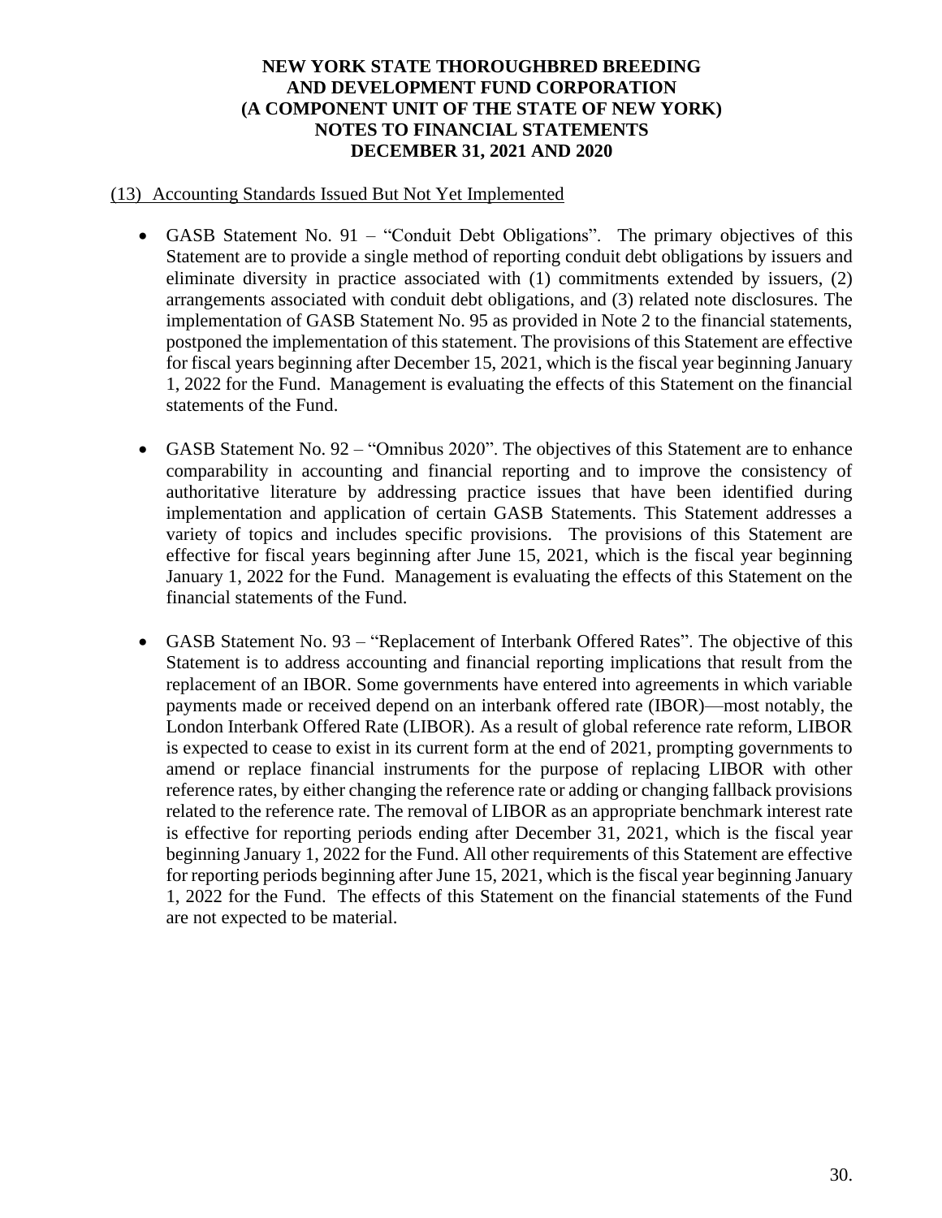**NEW YORK STATE THOROUGHBRED BREEDING AND DEVELOPMENT FUND CORPORATION (A COMPONENT UNIT OF THE STATE OF NEW YORK) NOTES TO FINANCIAL STATEMENTS DECEMBER 31, 2021 AND 2020**

(13) Accounting Standards Issued But Not Yet Implemented

- GASB Statement No. 91 – "Conduit Debt Obligations". The primary objectives of this Statement are to provide a single method of reporting conduit debt obligations by issuers and eliminate diversity in practice associated with (1) commitments extended by issuers, (2) arrangements associated with conduit debt obligations, and (3) related note disclosures. The implementation of GASB Statement No. 95 as provided in Note 2 to the financial statements, postponed the implementation of this statement. The provisions of this Statement are effective for fiscal years beginning after December 15, 2021, which is the fiscal year beginning January 1, 2022 for the Fund. Management is evaluating the effects of this Statement on the financial statements of the Fund.

- GASB Statement No. 92 – "Omnibus 2020". The objectives of this Statement are to enhance comparability in accounting and financial reporting and to improve the consistency of authoritative literature by addressing practice issues that have been identified during implementation and application of certain GASB Statements. This Statement addresses a variety of topics and includes specific provisions. The provisions of this Statement are effective for fiscal years beginning after June 15, 2021, which is the fiscal year beginning January 1, 2022 for the Fund. Management is evaluating the effects of this Statement on the financial statements of the Fund.

- GASB Statement No. 93 – "Replacement of Interbank Offered Rates". The objective of this Statement is to address accounting and financial reporting implications that result from the replacement of an IBOR. Some governments have entered into agreements in which variable payments made or received depend on an interbank offered rate (IBOR)—most notably, the London Interbank Offered Rate (LIBOR). As a result of global reference rate reform, LIBOR is expected to cease to exist in its current form at the end of 2021, prompting governments to amend or replace financial instruments for the purpose of replacing LIBOR with other reference rates, by either changing the reference rate or adding or changing fallback provisions related to the reference rate. The removal of LIBOR as an appropriate benchmark interest rate is effective for reporting periods ending after December 31, 2021, which is the fiscal year beginning January 1, 2022 for the Fund. All other requirements of this Statement are effective for reporting periods beginning after June 15, 2021, which is the fiscal year beginning January 1, 2022 for the Fund. The effects of this Statement on the financial statements of the Fund are not expected to be material.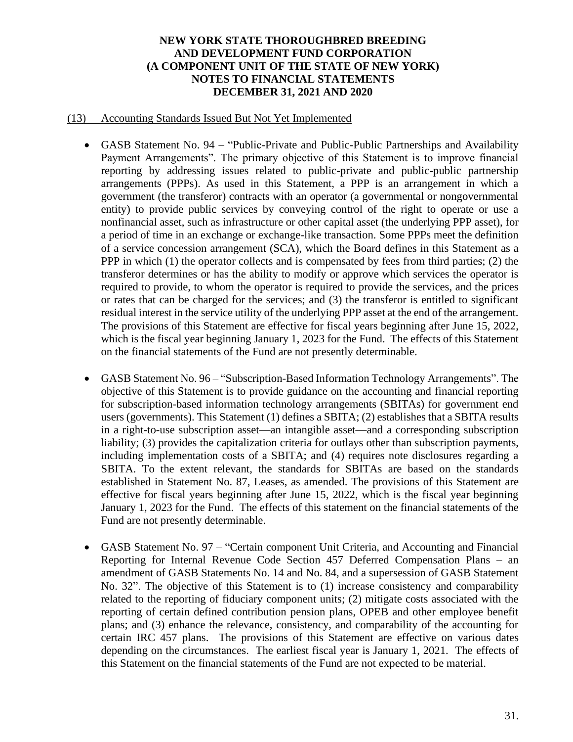# NEW YORK STATE THOROUGHBRED BREEDING AND DEVELOPMENT FUND CORPORATION (A COMPONENT UNIT OF THE STATE OF NEW YORK) NOTES TO FINANCIAL STATEMENTS DECEMBER 31, 2021 AND 2020

## (13) Accounting Standards Issued But Not Yet Implemented

- GASB Statement No. 94 – "Public-Private and Public-Public Partnerships and Availability Payment Arrangements". The primary objective of this Statement is to improve financial reporting by addressing issues related to public-private and public-public partnership arrangements (PPPs). As used in this Statement, a PPP is an arrangement in which a government (the transferor) contracts with an operator (a governmental or nongovernmental entity) to provide public services by conveying control of the right to operate or use a nonfinancial asset, such as infrastructure or other capital asset (the underlying PPP asset), for a period of time in an exchange or exchange-like transaction. Some PPPs meet the definition of a service concession arrangement (SCA), which the Board defines in this Statement as a PPP in which (1) the operator collects and is compensated by fees from third parties; (2) the transferor determines or has the ability to modify or approve which services the operator is required to provide, to whom the operator is required to provide the services, and the prices or rates that can be charged for the services; and (3) the transferor is entitled to significant residual interest in the service utility of the underlying PPP asset at the end of the arrangement. The provisions of this Statement are effective for fiscal years beginning after June 15, 2022, which is the fiscal year beginning January 1, 2023 for the Fund. The effects of this Statement on the financial statements of the Fund are not presently determinable.

- GASB Statement No. 96 – "Subscription-Based Information Technology Arrangements". The objective of this Statement is to provide guidance on the accounting and financial reporting for subscription-based information technology arrangements (SBITAs) for government end users (governments). This Statement (1) defines a SBITA; (2) establishes that a SBITA results in a right-to-use subscription asset—an intangible asset—and a corresponding subscription liability; (3) provides the capitalization criteria for outlays other than subscription payments, including implementation costs of a SBITA; and (4) requires note disclosures regarding a SBITA. To the extent relevant, the standards for SBITAs are based on the standards established in Statement No. 87, Leases, as amended. The provisions of this Statement are effective for fiscal years beginning after June 15, 2022, which is the fiscal year beginning January 1, 2023 for the Fund. The effects of this statement on the financial statements of the Fund are not presently determinable.

- GASB Statement No. 97 – "Certain component Unit Criteria, and Accounting and Financial Reporting for Internal Revenue Code Section 457 Deferred Compensation Plans – an amendment of GASB Statements No. 14 and No. 84, and a supersession of GASB Statement No. 32". The objective of this Statement is to (1) increase consistency and comparability related to the reporting of fiduciary component units; (2) mitigate costs associated with the reporting of certain defined contribution pension plans, OPEB and other employee benefit plans; and (3) enhance the relevance, consistency, and comparability of the accounting for certain IRC 457 plans. The provisions of this Statement are effective on various dates depending on the circumstances. The earliest fiscal year is January 1, 2021. The effects of this Statement on the financial statements of the Fund are not expected to be material.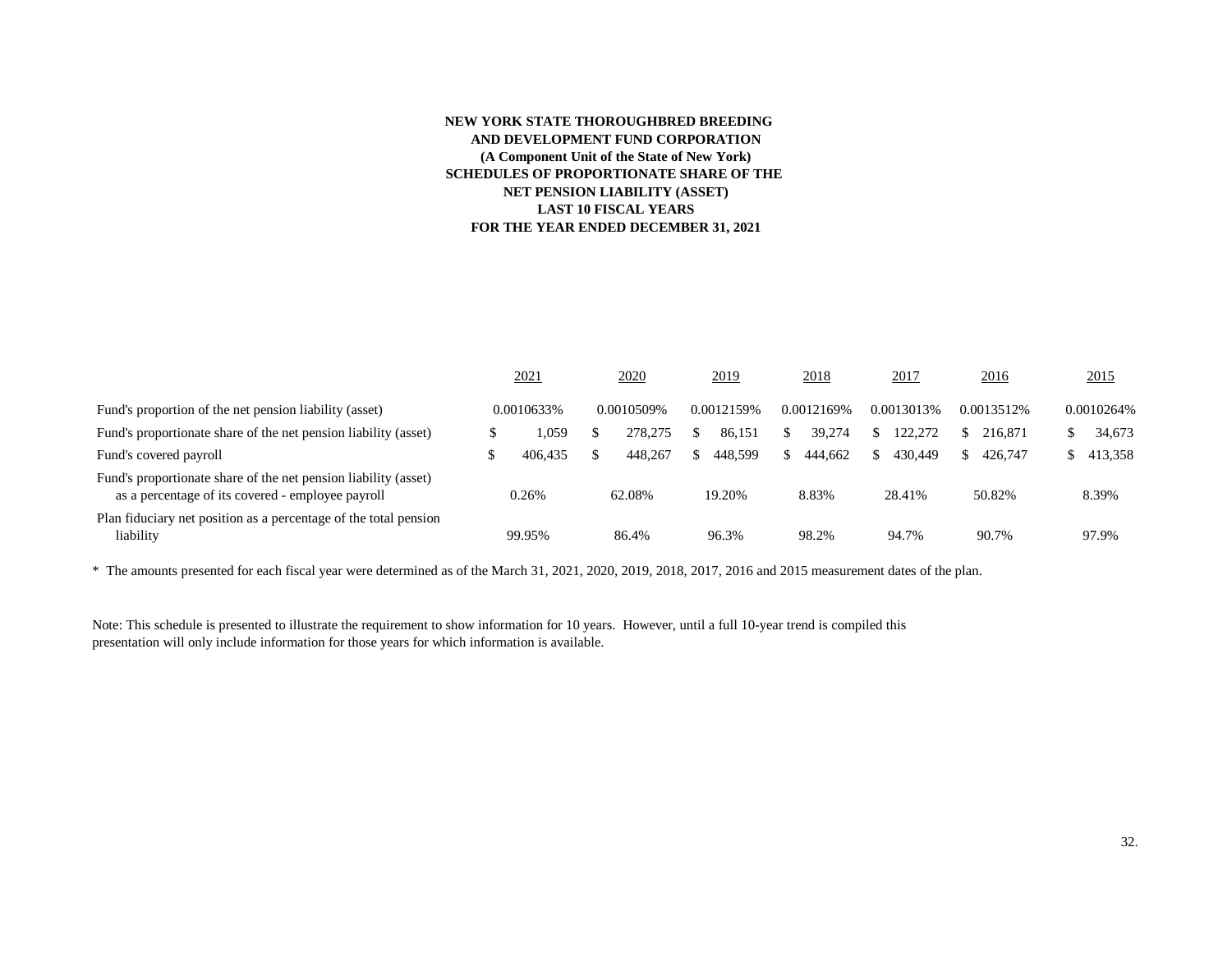**NEW YORK STATE THOROUGHBRED BREEDING AND DEVELOPMENT FUND CORPORATION**
**(A Component Unit of the State of New York)**
**SCHEDULES OF PROPORTIONATE SHARE OF THE NET PENSION LIABILITY (ASSET)**
**LAST 10 FISCAL YEARS**
**FOR THE YEAR ENDED DECEMBER 31, 2021**

| | 2021 | 2020 | 2019 | 2018 | 2017 | 2016 | 2015 |
|---|---|---|---|---|---|---|---|
| Fund's proportion of the net pension liability (asset) | 0.0010633% | 0.0010509% | 0.0012159% | 0.0012169% | 0.0013013% | 0.0013512% | 0.0010264% |
| Fund's proportionate share of the net pension liability (asset) | $ 1,059 | $ 278,275 | $ 86,151 | $ 39,274 | $ 122,272 | $ 216,871 | $ 34,673 |
| Fund's covered payroll | $ 406,435 | $ 448,267 | $ 448,599 | $ 444,662 | $ 430,449 | $ 426,747 | $ 413,358 |
| Fund's proportionate share of the net pension liability (asset) as a percentage of its covered - employee payroll | 0.26% | 62.08% | 19.20% | 8.83% | 28.41% | 50.82% | 8.39% |
| Plan fiduciary net position as a percentage of the total pension liability | 99.95% | 86.4% | 96.3% | 98.2% | 94.7% | 90.7% | 97.9% |

* The amounts presented for each fiscal year were determined as of the March 31, 2021, 2020, 2019, 2018, 2017, 2016 and 2015 measurement dates of the plan.

Note: This schedule is presented to illustrate the requirement to show information for 10 years. However, until a full 10-year trend is compiled this presentation will only include information for those years for which information is available.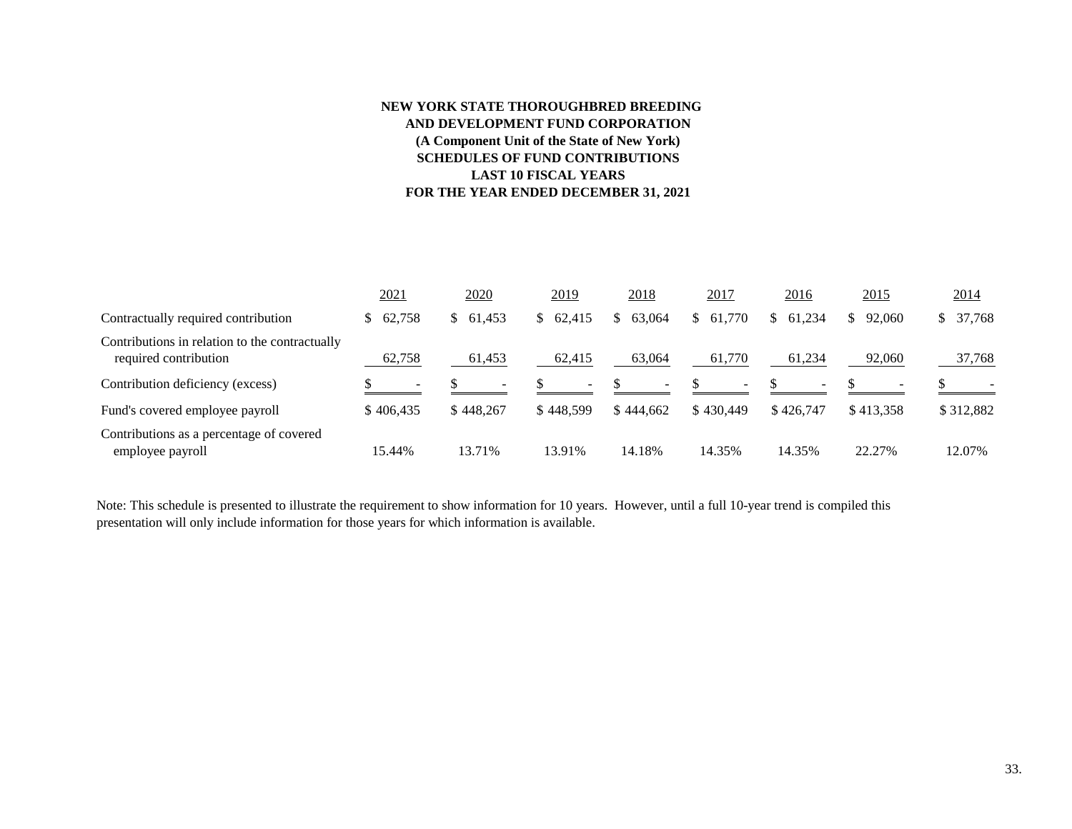**NEW YORK STATE THOROUGHBRED BREEDING AND DEVELOPMENT FUND CORPORATION**
**(A Component Unit of the State of New York)**
**SCHEDULES OF FUND CONTRIBUTIONS**
**LAST 10 FISCAL YEARS**
**FOR THE YEAR ENDED DECEMBER 31, 2021**

| | 2021 | 2020 | 2019 | 2018 | 2017 | 2016 | 2015 | 2014 |
|---|---|---|---|---|---|---|---|---|
| Contractually required contribution | $ 62,758 | $ 61,453 | $ 62,415 | $ 63,064 | $ 61,770 | $ 61,234 | $ 92,060 | $ 37,768 |
| Contributions in relation to the contractually required contribution | 62,758 | 61,453 | 62,415 | 63,064 | 61,770 | 61,234 | 92,060 | 37,768 |
| Contribution deficiency (excess) | $ - | $ - | $ - | $ - | $ - | $ - | $ - | $ - |
| Fund's covered employee payroll | $ 406,435 | $ 448,267 | $ 448,599 | $ 444,662 | $ 430,449 | $ 426,747 | $ 413,358 | $ 312,882 |
| Contributions as a percentage of covered employee payroll | 15.44% | 13.71% | 13.91% | 14.18% | 14.35% | 14.35% | 22.27% | 12.07% |

Note: This schedule is presented to illustrate the requirement to show information for 10 years. However, until a full 10-year trend is compiled this presentation will only include information for those years for which information is available.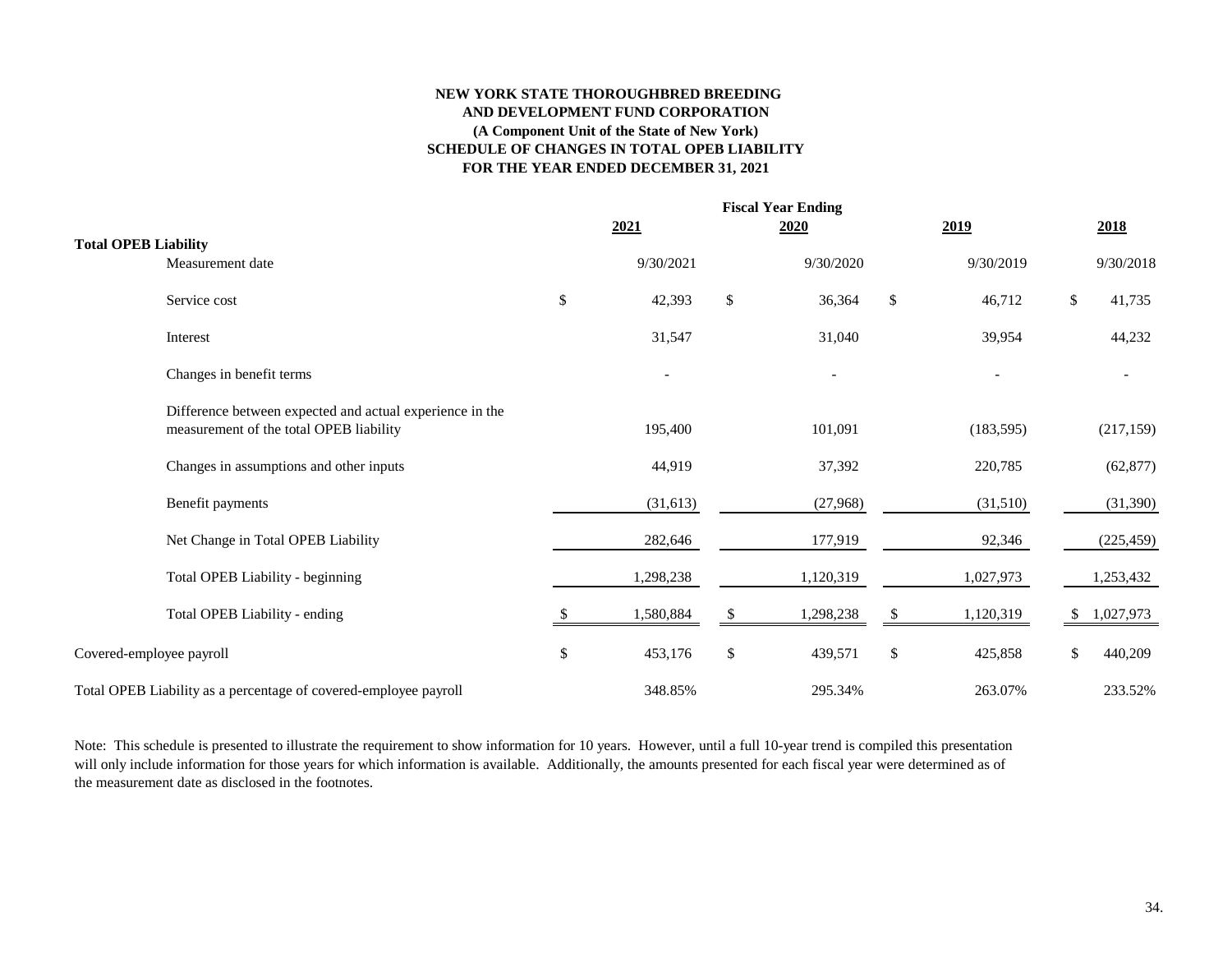**NEW YORK STATE THOROUGHBRED BREEDING AND DEVELOPMENT FUND CORPORATION**
**(A Component Unit of the State of New York)**
**SCHEDULE OF CHANGES IN TOTAL OPEB LIABILITY**
**FOR THE YEAR ENDED DECEMBER 31, 2021**

| | Fiscal Year Ending 2021 | 2020 | 2019 | 2018 |
|---|---|---|---|---|
| **Total OPEB Liability** | | | | |
| Measurement date | 9/30/2021 | 9/30/2020 | 9/30/2019 | 9/30/2018 |
| Service cost | $ 42,393 | $ 36,364 | $ 46,712 | $ 41,735 |
| Interest | 31,547 | 31,040 | 39,954 | 44,232 |
| Changes in benefit terms | - | - | - | - |
| Difference between expected and actual experience in the measurement of the total OPEB liability | 195,400 | 101,091 | (183,595) | (217,159) |
| Changes in assumptions and other inputs | 44,919 | 37,392 | 220,785 | (62,877) |
| Benefit payments | (31,613) | (27,968) | (31,510) | (31,390) |
| Net Change in Total OPEB Liability | 282,646 | 177,919 | 92,346 | (225,459) |
| Total OPEB Liability - beginning | 1,298,238 | 1,120,319 | 1,027,973 | 1,253,432 |
| Total OPEB Liability - ending | $ 1,580,884 | $ 1,298,238 | $ 1,120,319 | $ 1,027,973 |
| Covered-employee payroll | $ 453,176 | $ 439,571 | $ 425,858 | $ 440,209 |
| Total OPEB Liability as a percentage of covered-employee payroll | 348.85% | 295.34% | 263.07% | 233.52% |

Note: This schedule is presented to illustrate the requirement to show information for 10 years. However, until a full 10-year trend is compiled this presentation will only include information for those years for which information is available. Additionally, the amounts presented for each fiscal year were determined as of the measurement date as disclosed in the footnotes.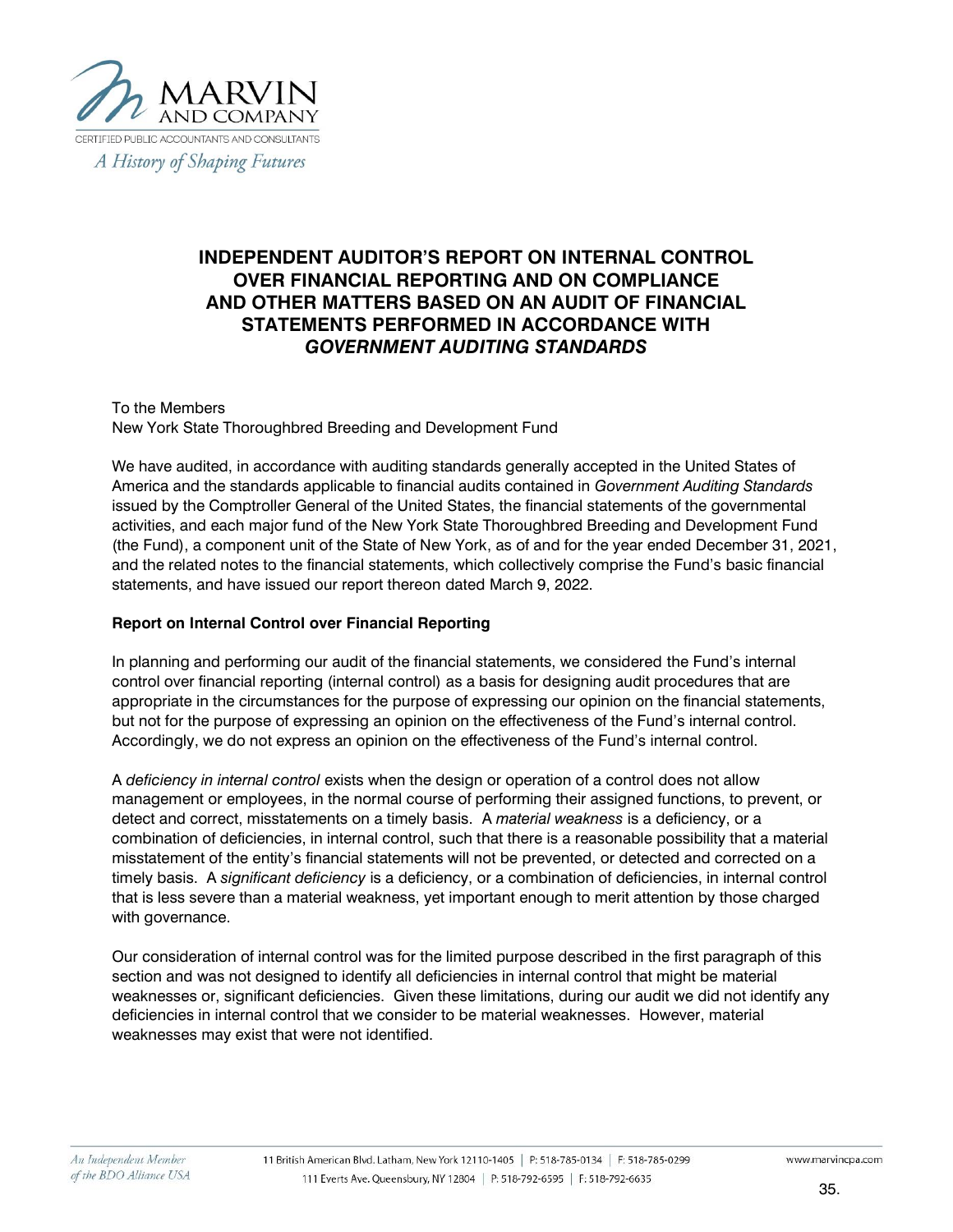MARVIN AND COMPANY

CERTIFIED PUBLIC ACCOUNTANTS AND CONSULTANTS

*A History of Shaping Futures*

# INDEPENDENT AUDITOR'S REPORT ON INTERNAL CONTROL OVER FINANCIAL REPORTING AND ON COMPLIANCE AND OTHER MATTERS BASED ON AN AUDIT OF FINANCIAL STATEMENTS PERFORMED IN ACCORDANCE WITH *GOVERNMENT AUDITING STANDARDS*

To the Members
New York State Thoroughbred Breeding and Development Fund

We have audited, in accordance with auditing standards generally accepted in the United States of America and the standards applicable to financial audits contained in *Government Auditing Standards* issued by the Comptroller General of the United States, the financial statements of the governmental activities, and each major fund of the New York State Thoroughbred Breeding and Development Fund (the Fund), a component unit of the State of New York, as of and for the year ended December 31, 2021, and the related notes to the financial statements, which collectively comprise the Fund's basic financial statements, and have issued our report thereon dated March 9, 2022.

**Report on Internal Control over Financial Reporting**

In planning and performing our audit of the financial statements, we considered the Fund's internal control over financial reporting (internal control) as a basis for designing audit procedures that are appropriate in the circumstances for the purpose of expressing our opinion on the financial statements, but not for the purpose of expressing an opinion on the effectiveness of the Fund's internal control. Accordingly, we do not express an opinion on the effectiveness of the Fund's internal control.

A *deficiency in internal control* exists when the design or operation of a control does not allow management or employees, in the normal course of performing their assigned functions, to prevent, or detect and correct, misstatements on a timely basis. A *material weakness* is a deficiency, or a combination of deficiencies, in internal control, such that there is a reasonable possibility that a material misstatement of the entity's financial statements will not be prevented, or detected and corrected on a timely basis. A *significant deficiency* is a deficiency, or a combination of deficiencies, in internal control that is less severe than a material weakness, yet important enough to merit attention by those charged with governance.

Our consideration of internal control was for the limited purpose described in the first paragraph of this section and was not designed to identify all deficiencies in internal control that might be material weaknesses or, significant deficiencies. Given these limitations, during our audit we did not identify any deficiencies in internal control that we consider to be material weaknesses. However, material weaknesses may exist that were not identified.

*An Independent Member of the BDO Alliance USA*

11 British American Blvd. Latham, New York 12110-1405 | P: 518-785-0134 | F: 518-785-0299
111 Everts Ave. Queensbury, NY 12804 | P: 518-792-6595 | F: 518-792-6635

www.marvincpa.com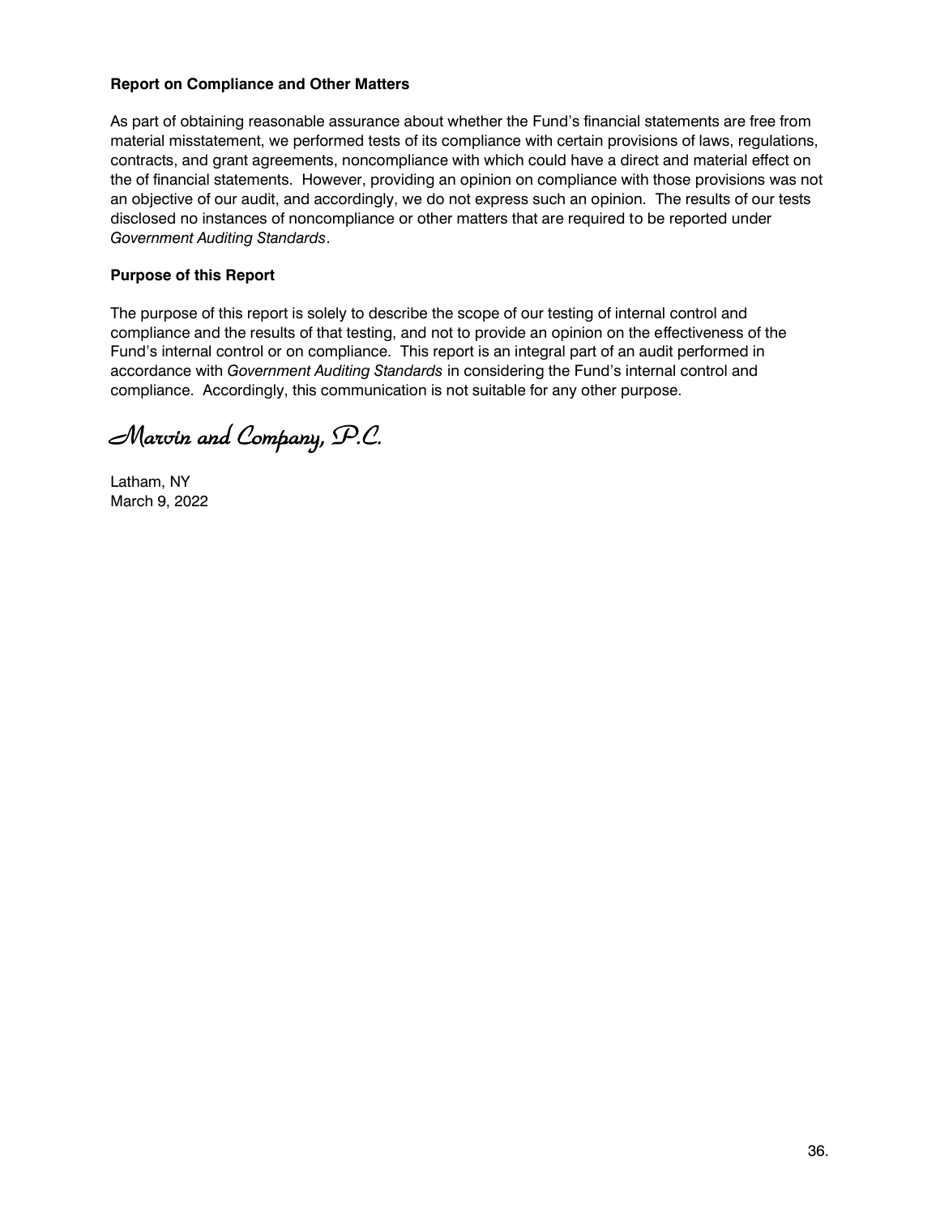**Report on Compliance and Other Matters**

As part of obtaining reasonable assurance about whether the Fund's financial statements are free from material misstatement, we performed tests of its compliance with certain provisions of laws, regulations, contracts, and grant agreements, noncompliance with which could have a direct and material effect on the of financial statements. However, providing an opinion on compliance with those provisions was not an objective of our audit, and accordingly, we do not express such an opinion. The results of our tests disclosed no instances of noncompliance or other matters that are required to be reported under *Government Auditing Standards*.

**Purpose of this Report**

The purpose of this report is solely to describe the scope of our testing of internal control and compliance and the results of that testing, and not to provide an opinion on the effectiveness of the Fund's internal control or on compliance. This report is an integral part of an audit performed in accordance with *Government Auditing Standards* in considering the Fund's internal control and compliance. Accordingly, this communication is not suitable for any other purpose.

*Marvin and Company, P.C.*

Latham, NY
March 9, 2022